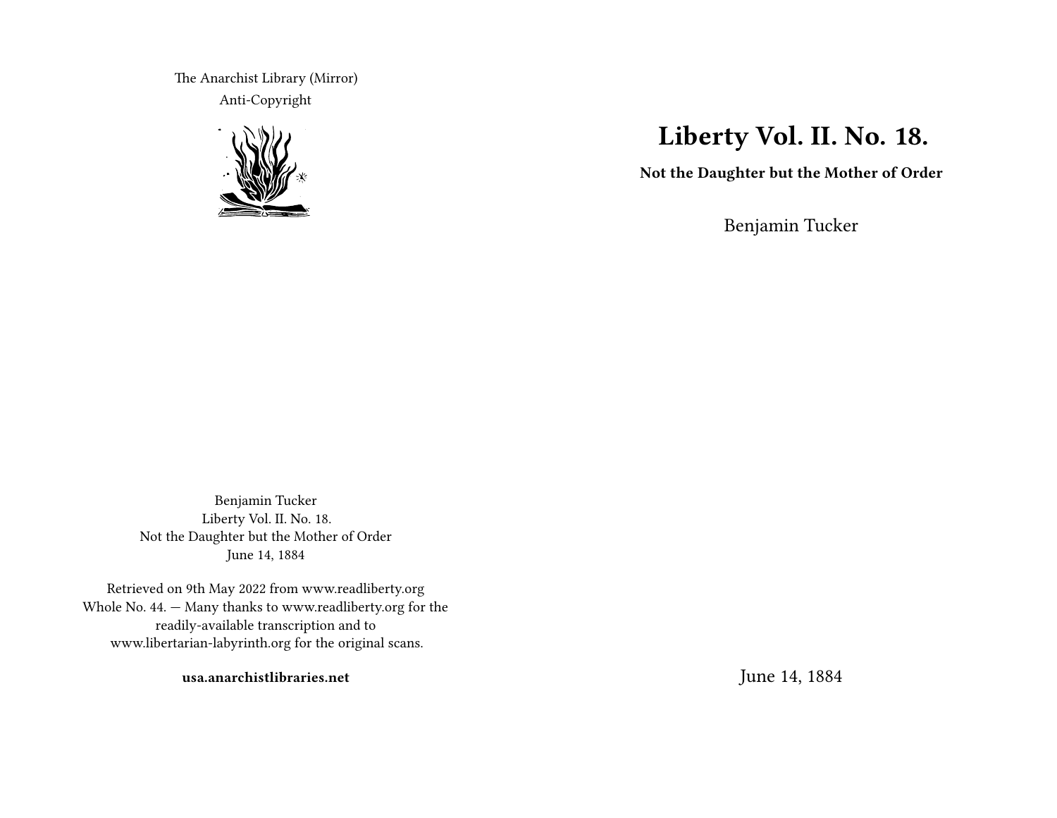# Liberty Vol. II. No. 18.

**Not the Daughter but the Mother of Order**

Benjamin Tucker

June 14, 1884

The Anarchist Library (Mirror)
Anti-Copyright

Benjamin Tucker
Liberty Vol. II. No. 18.
Not the Daughter but the Mother of Order
June 14, 1884

Retrieved on 9th May 2022 from www.readliberty.org
Whole No. 44. — Many thanks to www.readliberty.org for the readily-available transcription and to www.libertarian-labyrinth.org for the original scans.

**usa.anarchistlibraries.net**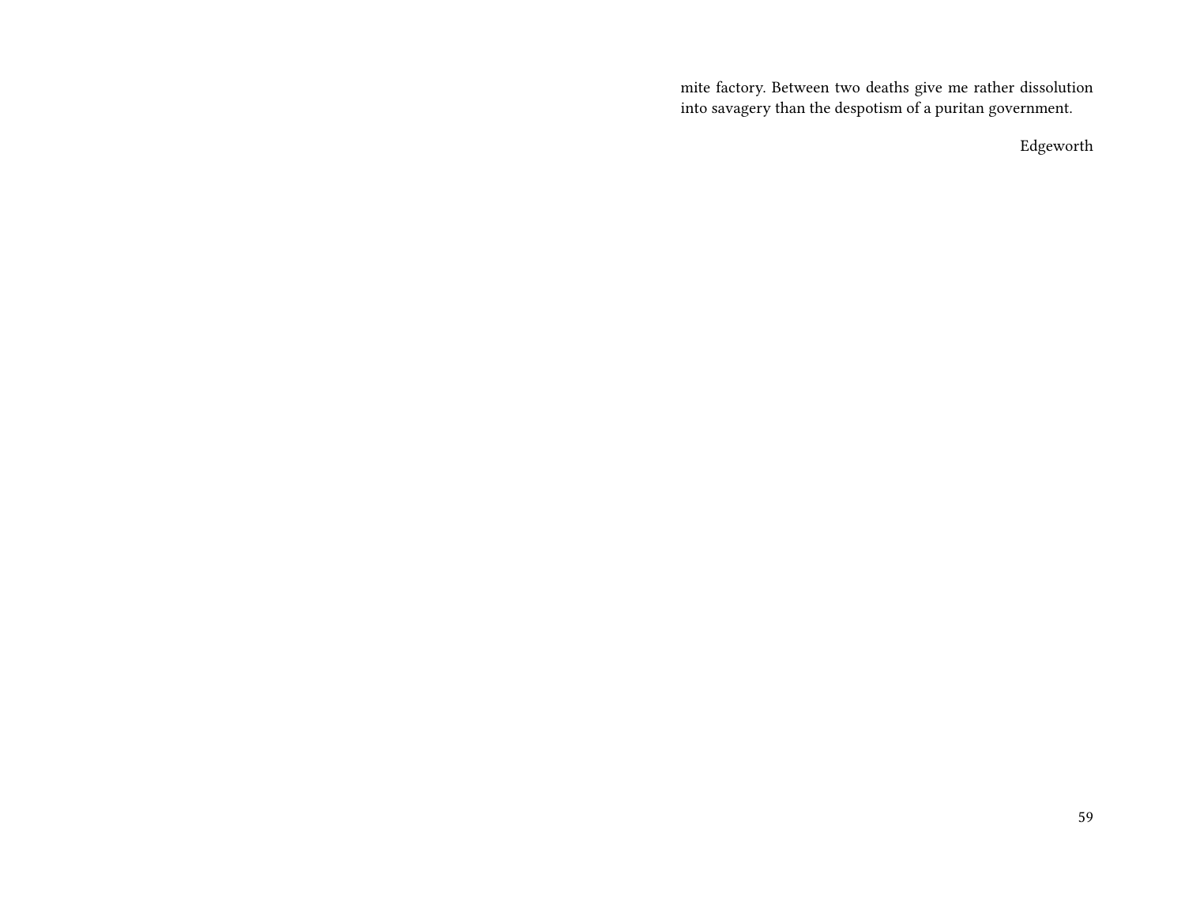mite factory. Between two deaths give me rather dissolution into savagery than the despotism of a puritan government.

Edgeworth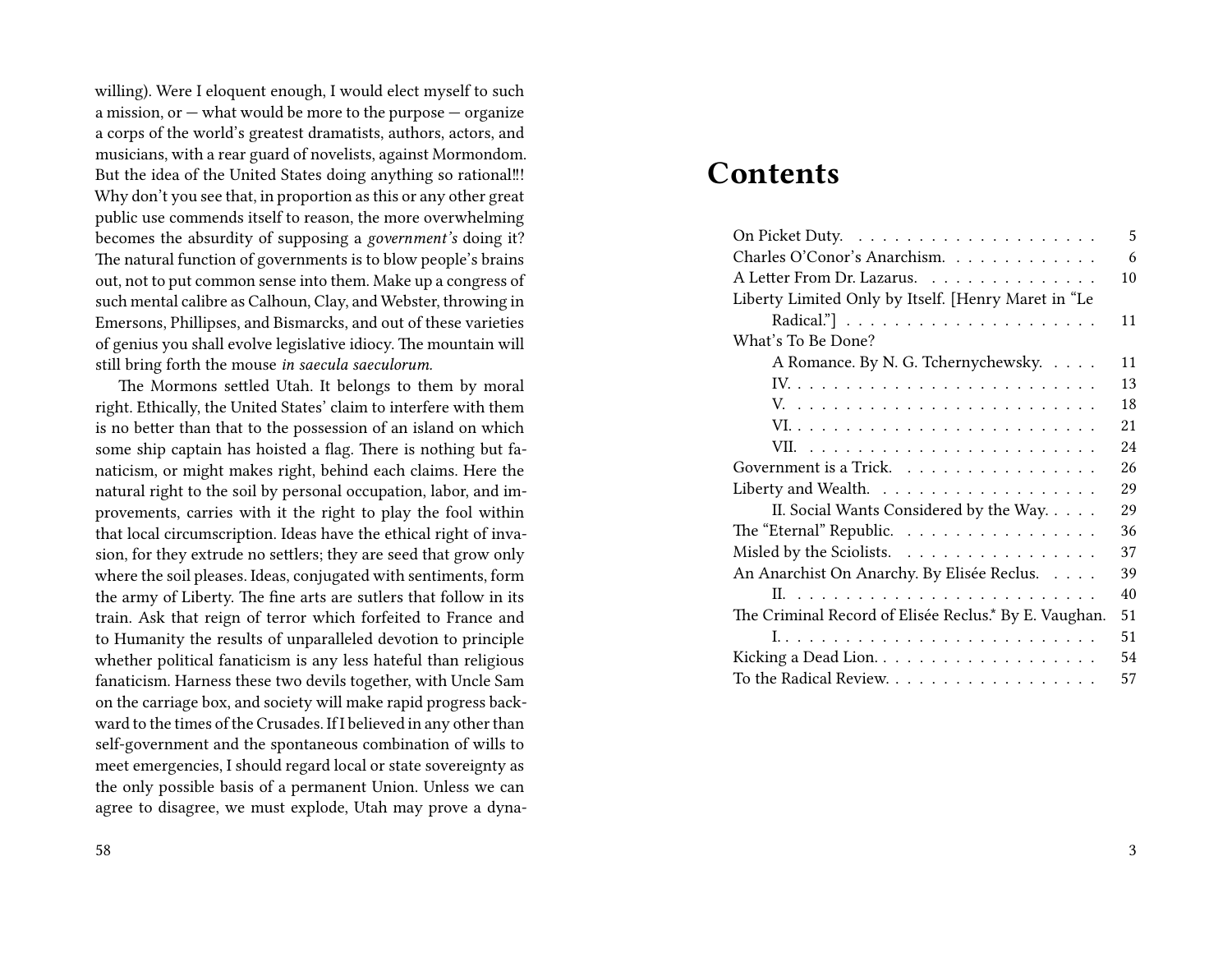willing). Were I eloquent enough, I would elect myself to such a mission, or — what would be more to the purpose — organize a corps of the world's greatest dramatists, authors, actors, and musicians, with a rear guard of novelists, against Mormondom. But the idea of the United States doing anything so rational!!! Why don't you see that, in proportion as this or any other great public use commends itself to reason, the more overwhelming becomes the absurdity of supposing a *government's* doing it? The natural function of governments is to blow people's brains out, not to put common sense into them. Make up a congress of such mental calibre as Calhoun, Clay, and Webster, throwing in Emersons, Phillipses, and Bismarcks, and out of these varieties of genius you shall evolve legislative idiocy. The mountain will still bring forth the mouse *in saecula saeculorum.*

The Mormons settled Utah. It belongs to them by moral right. Ethically, the United States' claim to interfere with them is no better than that to the possession of an island on which some ship captain has hoisted a flag. There is nothing but fanaticism, or might makes right, behind each claims. Here the natural right to the soil by personal occupation, labor, and improvements, carries with it the right to play the fool within that local circumscription. Ideas have the ethical right of invasion, for they extrude no settlers; they are seed that grow only where the soil pleases. Ideas, conjugated with sentiments, form the army of Liberty. The fine arts are sutlers that follow in its train. Ask that reign of terror which forfeited to France and to Humanity the results of unparalleled devotion to principle whether political fanaticism is any less hateful than religious fanaticism. Harness these two devils together, with Uncle Sam on the carriage box, and society will make rapid progress backward to the times of the Crusades. If I believed in any other than self-government and the spontaneous combination of wills to meet emergencies, I should regard local or state sovereignty as the only possible basis of a permanent Union. Unless we can agree to disagree, we must explode, Utah may prove a dyna-

# Contents

- On Picket Duty. . . . . 5
- Charles O'Conor's Anarchism. . . . . 6
- A Letter From Dr. Lazarus. . . . . 10
- Liberty Limited Only by Itself. [Henry Maret in "Le Radical."] . . . . . 11
- What's To Be Done?
  - A Romance. By N. G. Tchernychewsky. . . . . 11
  - IV. . . . . 13
  - V. . . . . 18
  - VI. . . . . 21
  - VII. . . . . 24
- Government is a Trick. . . . . 26
- Liberty and Wealth. . . . . 29
  - II. Social Wants Considered by the Way. . . . . 29
- The "Eternal" Republic. . . . . 36
- Misled by the Sciolists. . . . . 37
- An Anarchist On Anarchy. By Elisée Reclus. . . . . 39
  - II. . . . . 40
- The Criminal Record of Elisée Reclus.* By E. Vaughan. . . . . 51
  - I. . . . . 51
- Kicking a Dead Lion. . . . . 54
- To the Radical Review. . . . . 57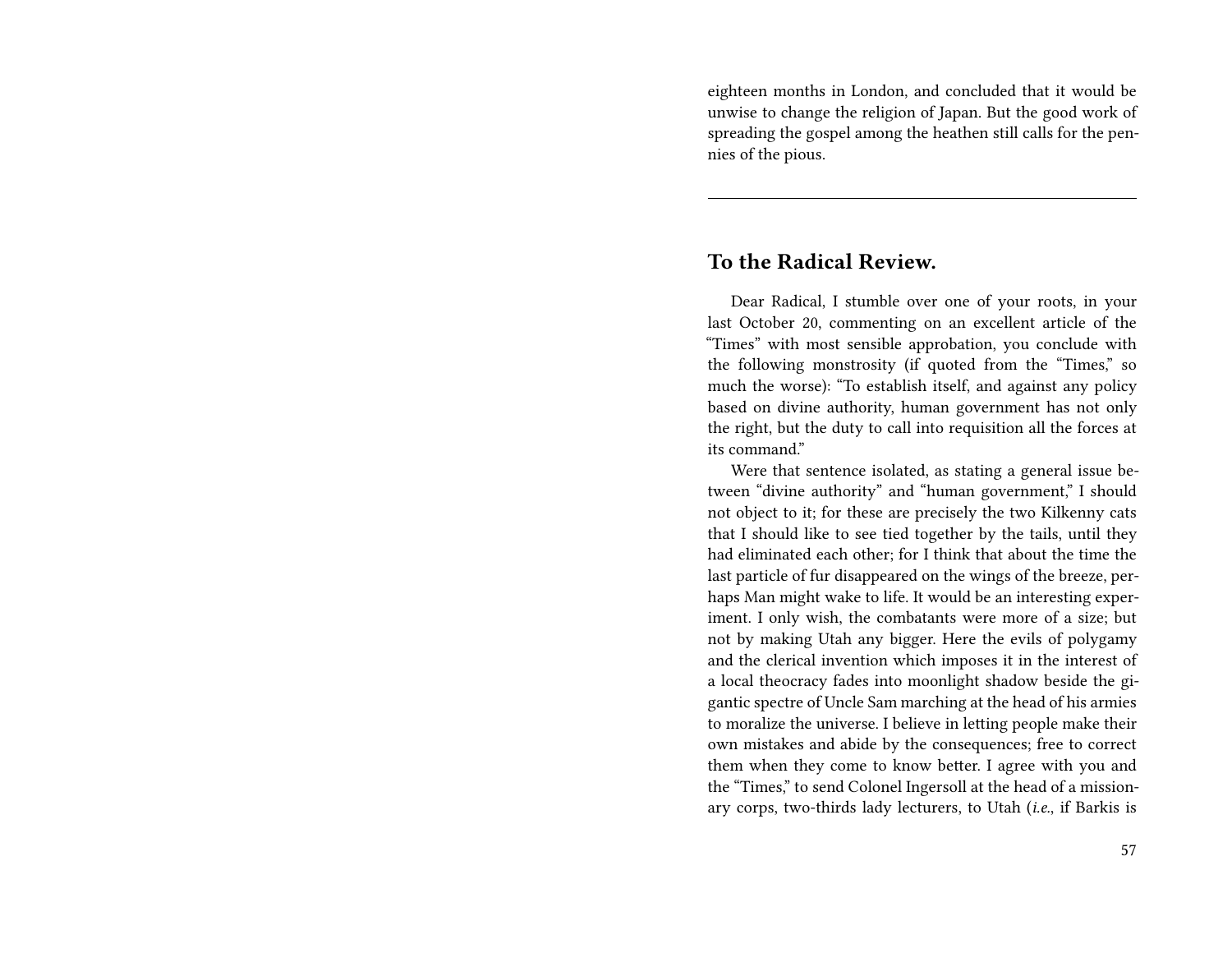eighteen months in London, and concluded that it would be unwise to change the religion of Japan. But the good work of spreading the gospel among the heathen still calls for the pennies of the pious.

---

## To the Radical Review.

Dear Radical, I stumble over one of your roots, in your last October 20, commenting on an excellent article of the "Times" with most sensible approbation, you conclude with the following monstrosity (if quoted from the "Times," so much the worse): "To establish itself, and against any policy based on divine authority, human government has not only the right, but the duty to call into requisition all the forces at its command."

Were that sentence isolated, as stating a general issue between "divine authority" and "human government," I should not object to it; for these are precisely the two Kilkenny cats that I should like to see tied together by the tails, until they had eliminated each other; for I think that about the time the last particle of fur disappeared on the wings of the breeze, perhaps Man might wake to life. It would be an interesting experiment. I only wish, the combatants were more of a size; but not by making Utah any bigger. Here the evils of polygamy and the clerical invention which imposes it in the interest of a local theocracy fades into moonlight shadow beside the gigantic spectre of Uncle Sam marching at the head of his armies to moralize the universe. I believe in letting people make their own mistakes and abide by the consequences; free to correct them when they come to know better. I agree with you and the "Times," to send Colonel Ingersoll at the head of a missionary corps, two-thirds lady lecturers, to Utah (*i.e.*, if Barkis is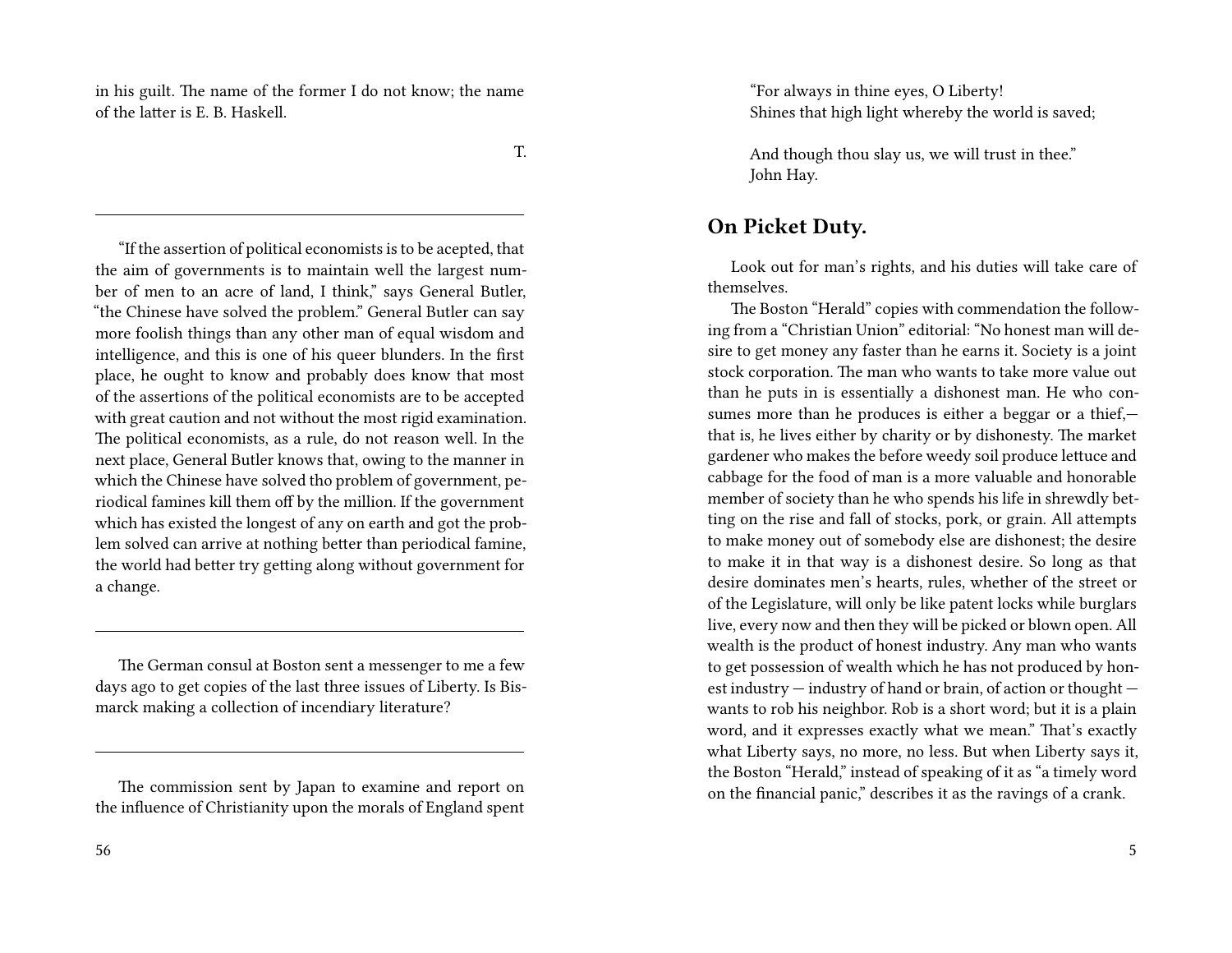in his guilt. The name of the former I do not know; the name of the latter is E. B. Haskell.

T.

---

"If the assertion of political economists is to be acepted, that the aim of governments is to maintain well the largest number of men to an acre of land, I think," says General Butler, "the Chinese have solved the problem." General Butler can say more foolish things than any other man of equal wisdom and intelligence, and this is one of his queer blunders. In the first place, he ought to know and probably does know that most of the assertions of the political economists are to be accepted with great caution and not without the most rigid examination. The political economists, as a rule, do not reason well. In the next place, General Butler knows that, owing to the manner in which the Chinese have solved tho problem of government, periodical famines kill them off by the million. If the government which has existed the longest of any on earth and got the problem solved can arrive at nothing better than periodical famine, the world had better try getting along without government for a change.

---

The German consul at Boston sent a messenger to me a few days ago to get copies of the last three issues of Liberty. Is Bismarck making a collection of incendiary literature?

---

The commission sent by Japan to examine and report on the influence of Christianity upon the morals of England spent

"For always in thine eyes, O Liberty!
Shines that high light whereby the world is saved;

And though thou slay us, we will trust in thee."
John Hay.

## On Picket Duty.

Look out for man's rights, and his duties will take care of themselves.

The Boston "Herald" copies with commendation the following from a "Christian Union" editorial: "No honest man will desire to get money any faster than he earns it. Society is a joint stock corporation. The man who wants to take more value out than he puts in is essentially a dishonest man. He who consumes more than he produces is either a beggar or a thief,— that is, he lives either by charity or by dishonesty. The market gardener who makes the before weedy soil produce lettuce and cabbage for the food of man is a more valuable and honorable member of society than he who spends his life in shrewdly betting on the rise and fall of stocks, pork, or grain. All attempts to make money out of somebody else are dishonest; the desire to make it in that way is a dishonest desire. So long as that desire dominates men's hearts, rules, whether of the street or of the Legislature, will only be like patent locks while burglars live, every now and then they will be picked or blown open. All wealth is the product of honest industry. Any man who wants to get possession of wealth which he has not produced by honest industry — industry of hand or brain, of action or thought — wants to rob his neighbor. Rob is a short word; but it is a plain word, and it expresses exactly what we mean." That's exactly what Liberty says, no more, no less. But when Liberty says it, the Boston "Herald," instead of speaking of it as "a timely word on the financial panic," describes it as the ravings of a crank.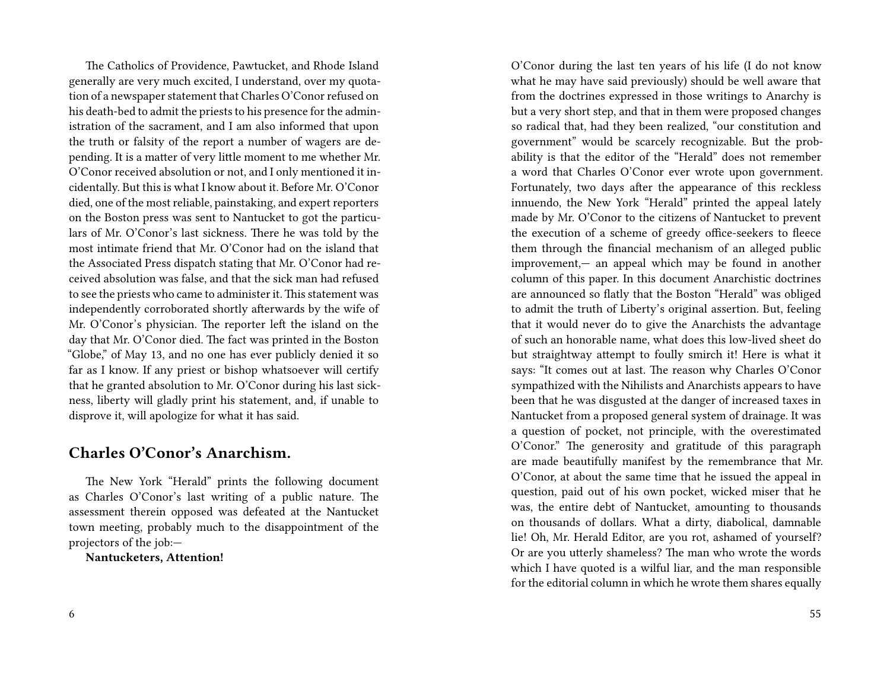The Catholics of Providence, Pawtucket, and Rhode Island generally are very much excited, I understand, over my quotation of a newspaper statement that Charles O'Conor refused on his death-bed to admit the priests to his presence for the administration of the sacrament, and I am also informed that upon the truth or falsity of the report a number of wagers are depending. It is a matter of very little moment to me whether Mr. O'Conor received absolution or not, and I only mentioned it incidentally. But this is what I know about it. Before Mr. O'Conor died, one of the most reliable, painstaking, and expert reporters on the Boston press was sent to Nantucket to got the particulars of Mr. O'Conor's last sickness. There he was told by the most intimate friend that Mr. O'Conor had on the island that the Associated Press dispatch stating that Mr. O'Conor had received absolution was false, and that the sick man had refused to see the priests who came to administer it. This statement was independently corroborated shortly afterwards by the wife of Mr. O'Conor's physician. The reporter left the island on the day that Mr. O'Conor died. The fact was printed in the Boston "Globe," of May 13, and no one has ever publicly denied it so far as I know. If any priest or bishop whatsoever will certify that he granted absolution to Mr. O'Conor during his last sickness, liberty will gladly print his statement, and, if unable to disprove it, will apologize for what it has said.

## Charles O'Conor's Anarchism.

The New York "Herald" prints the following document as Charles O'Conor's last writing of a public nature. The assessment therein opposed was defeated at the Nantucket town meeting, probably much to the disappointment of the projectors of the job:—

**Nantucketers, Attention!**

O'Conor during the last ten years of his life (I do not know what he may have said previously) should be well aware that from the doctrines expressed in those writings to Anarchy is but a very short step, and that in them were proposed changes so radical that, had they been realized, "our constitution and government" would be scarcely recognizable. But the probability is that the editor of the "Herald" does not remember a word that Charles O'Conor ever wrote upon government. Fortunately, two days after the appearance of this reckless innuendo, the New York "Herald" printed the appeal lately made by Mr. O'Conor to the citizens of Nantucket to prevent the execution of a scheme of greedy office-seekers to fleece them through the financial mechanism of an alleged public improvement,— an appeal which may be found in another column of this paper. In this document Anarchistic doctrines are announced so flatly that the Boston "Herald" was obliged to admit the truth of Liberty's original assertion. But, feeling that it would never do to give the Anarchists the advantage of such an honorable name, what does this low-lived sheet do but straightway attempt to foully smirch it! Here is what it says: "It comes out at last. The reason why Charles O'Conor sympathized with the Nihilists and Anarchists appears to have been that he was disgusted at the danger of increased taxes in Nantucket from a proposed general system of drainage. It was a question of pocket, not principle, with the overestimated O'Conor." The generosity and gratitude of this paragraph are made beautifully manifest by the remembrance that Mr. O'Conor, at about the same time that he issued the appeal in question, paid out of his own pocket, wicked miser that he was, the entire debt of Nantucket, amounting to thousands on thousands of dollars. What a dirty, diabolical, damnable lie! Oh, Mr. Herald Editor, are you rot, ashamed of yourself? Or are you utterly shameless? The man who wrote the words which I have quoted is a wilful liar, and the man responsible for the editorial column in which he wrote them shares equally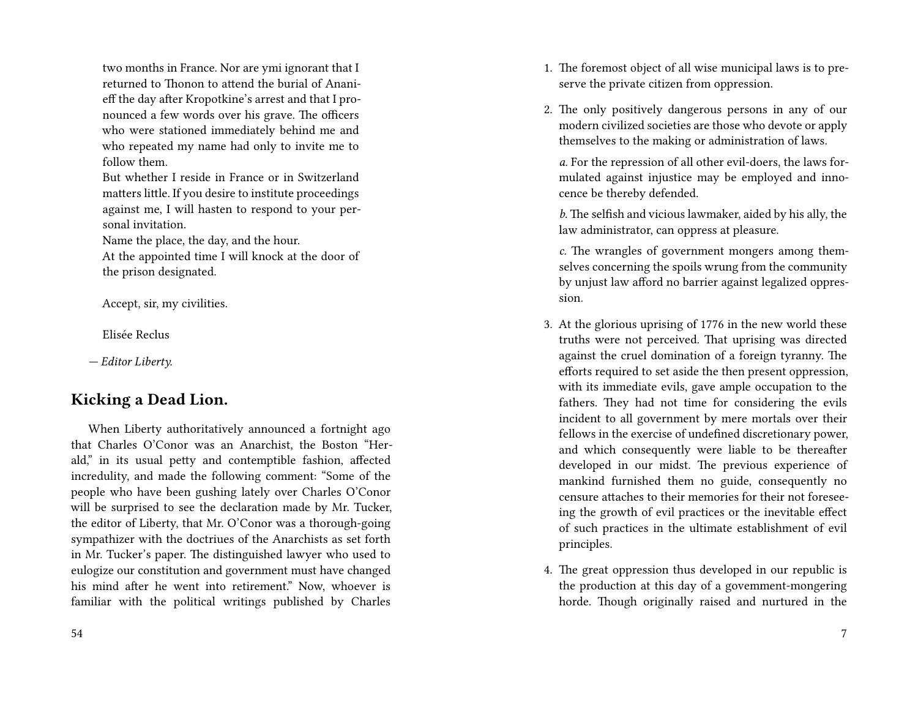two months in France. Nor are ymi ignorant that I returned to Thonon to attend the burial of Ananieff the day after Kropotkine's arrest and that I pronounced a few words over his grave. The officers who were stationed immediately behind me and who repeated my name had only to invite me to follow them.

But whether I reside in France or in Switzerland matters little. If you desire to institute proceedings against me, I will hasten to respond to your personal invitation.

Name the place, the day, and the hour.

At the appointed time I will knock at the door of the prison designated.

Accept, sir, my civilities.

Elisée Reclus

*— Editor Liberty.*

## Kicking a Dead Lion.

When Liberty authoritatively announced a fortnight ago that Charles O'Conor was an Anarchist, the Boston "Herald," in its usual petty and contemptible fashion, affected incredulity, and made the following comment: "Some of the people who have been gushing lately over Charles O'Conor will be surprised to see the declaration made by Mr. Tucker, the editor of Liberty, that Mr. O'Conor was a thorough-going sympathizer with the doctriues of the Anarchists as set forth in Mr. Tucker's paper. The distinguished lawyer who used to eulogize our constitution and government must have changed his mind after he went into retirement." Now, whoever is familiar with the political writings published by Charles

1. The foremost object of all wise municipal laws is to preserve the private citizen from oppression.
2. The only positively dangerous persons in any of our modern civilized societies are those who devote or apply themselves to the making or administration of laws.

   *a.* For the repression of all other evil-doers, the laws formulated against injustice may be employed and innocence be thereby defended.

   *b.* The selfish and vicious lawmaker, aided by his ally, the law administrator, can oppress at pleasure.

   *c.* The wrangles of government mongers among themselves concerning the spoils wrung from the community by unjust law afford no barrier against legalized oppression.
3. At the glorious uprising of 1776 in the new world these truths were not perceived. That uprising was directed against the cruel domination of a foreign tyranny. The efforts required to set aside the then present oppression, with its immediate evils, gave ample occupation to the fathers. They had not time for considering the evils incident to all government by mere mortals over their fellows in the exercise of undefined discretionary power, and which consequently were liable to be thereafter developed in our midst. The previous experience of mankind furnished them no guide, consequently no censure attaches to their memories for their not foreseeing the growth of evil practices or the inevitable effect of such practices in the ultimate establishment of evil principles.
4. The great oppression thus developed in our republic is the production at this day of a govemment-mongering horde. Though originally raised and nurtured in the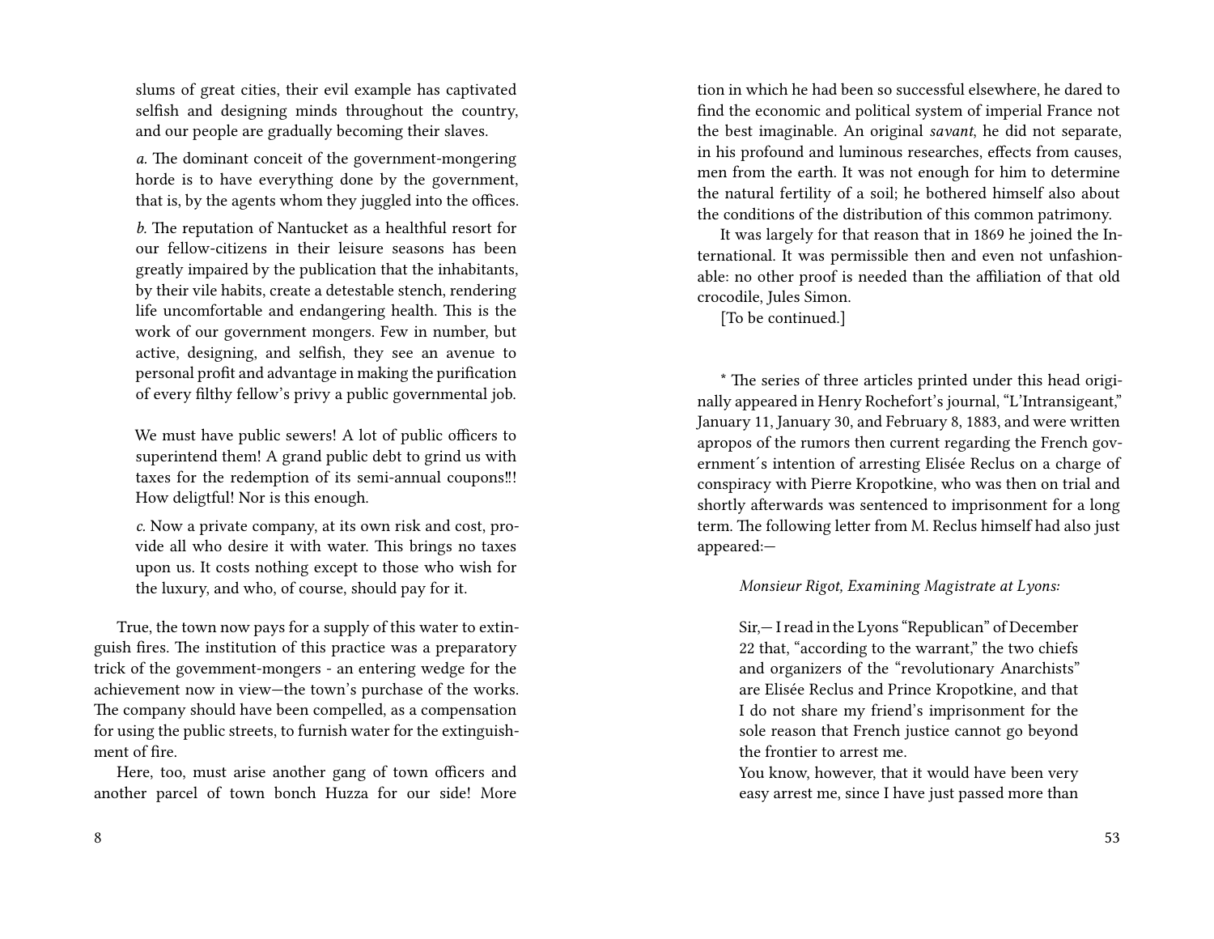slums of great cities, their evil example has captivated selfish and designing minds throughout the country, and our people are gradually becoming their slaves.

> *a.* The dominant conceit of the government-mongering horde is to have everything done by the government, that is, by the agents whom they juggled into the offices.
>
> *b.* The reputation of Nantucket as a healthful resort for our fellow-citizens in their leisure seasons has been greatly impaired by the publication that the inhabitants, by their vile habits, create a detestable stench, rendering life uncomfortable and endangering health. This is the work of our government mongers. Few in number, but active, designing, and selfish, they see an avenue to personal profit and advantage in making the purification of every filthy fellow's privy a public governmental job.
>
> We must have public sewers! A lot of public officers to superintend them! A grand public debt to grind us with taxes for the redemption of its semi-annual coupons!!! How deligtful! Nor is this enough.
>
> *c.* Now a private company, at its own risk and cost, provide all who desire it with water. This brings no taxes upon us. It costs nothing except to those who wish for the luxury, and who, of course, should pay for it.

True, the town now pays for a supply of this water to extinguish fires. The institution of this practice was a preparatory trick of the govemment-mongers - an entering wedge for the achievement now in view—the town's purchase of the works. The company should have been compelled, as a compensation for using the public streets, to furnish water for the extinguishment of fire.

Here, too, must arise another gang of town officers and another parcel of town bonch Huzza for our side! More

tion in which he had been so successful elsewhere, he dared to find the economic and political system of imperial France not the best imaginable. An original *savant,* he did not separate, in his profound and luminous researches, effects from causes, men from the earth. It was not enough for him to determine the natural fertility of a soil; he bothered himself also about the conditions of the distribution of this common patrimony.

It was largely for that reason that in 1869 he joined the International. It was permissible then and even not unfashionable: no other proof is needed than the affiliation of that old crocodile, Jules Simon.

[To be continued.]

* The series of three articles printed under this head originally appeared in Henry Rochefort's journal, "L'Intransigeant," January 11, January 30, and February 8, 1883, and were written apropos of the rumors then current regarding the French government´s intention of arresting Elisée Reclus on a charge of conspiracy with Pierre Kropotkine, who was then on trial and shortly afterwards was sentenced to imprisonment for a long term. The following letter from M. Reclus himself had also just appeared:—

> *Monsieur Rigot, Examining Magistrate at Lyons:*
>
> Sir,— I read in the Lyons "Republican" of December 22 that, "according to the warrant," the two chiefs and organizers of the "revolutionary Anarchists" are Elisée Reclus and Prince Kropotkine, and that I do not share my friend's imprisonment for the sole reason that French justice cannot go beyond the frontier to arrest me.
>
> You know, however, that it would have been very easy arrest me, since I have just passed more than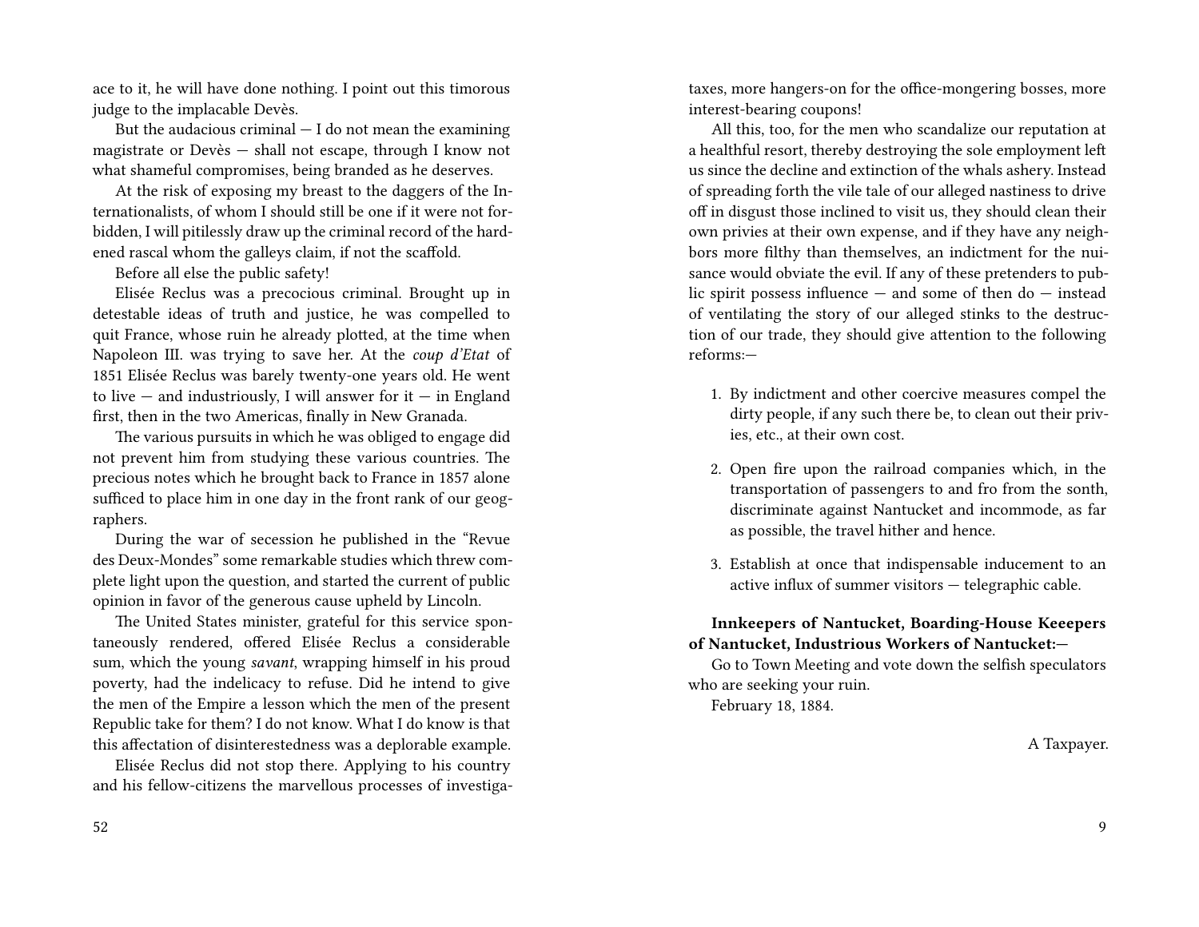ace to it, he will have done nothing. I point out this timorous judge to the implacable Devès.

But the audacious criminal — I do not mean the examining magistrate or Devès — shall not escape, through I know not what shameful compromises, being branded as he deserves.

At the risk of exposing my breast to the daggers of the Internationalists, of whom I should still be one if it were not forbidden, I will pitilessly draw up the criminal record of the hardened rascal whom the galleys claim, if not the scaffold.

Before all else the public safety!

Elisée Reclus was a precocious criminal. Brought up in detestable ideas of truth and justice, he was compelled to quit France, whose ruin he already plotted, at the time when Napoleon III. was trying to save her. At the *coup d'Etat* of 1851 Elisée Reclus was barely twenty-one years old. He went to live — and industriously, I will answer for it — in England first, then in the two Americas, finally in New Granada.

The various pursuits in which he was obliged to engage did not prevent him from studying these various countries. The precious notes which he brought back to France in 1857 alone sufficed to place him in one day in the front rank of our geographers.

During the war of secession he published in the "Revue des Deux-Mondes" some remarkable studies which threw complete light upon the question, and started the current of public opinion in favor of the generous cause upheld by Lincoln.

The United States minister, grateful for this service spontaneously rendered, offered Elisée Reclus a considerable sum, which the young *savant*, wrapping himself in his proud poverty, had the indelicacy to refuse. Did he intend to give the men of the Empire a lesson which the men of the present Republic take for them? I do not know. What I do know is that this affectation of disinterestedness was a deplorable example.

Elisée Reclus did not stop there. Applying to his country and his fellow-citizens the marvellous processes of investiga-

taxes, more hangers-on for the office-mongering bosses, more interest-bearing coupons!

All this, too, for the men who scandalize our reputation at a healthful resort, thereby destroying the sole employment left us since the decline and extinction of the whals ashery. Instead of spreading forth the vile tale of our alleged nastiness to drive off in disgust those inclined to visit us, they should clean their own privies at their own expense, and if they have any neighbors more filthy than themselves, an indictment for the nuisance would obviate the evil. If any of these pretenders to public spirit possess influence — and some of then do — instead of ventilating the story of our alleged stinks to the destruction of our trade, they should give attention to the following reforms:—

1. By indictment and other coercive measures compel the dirty people, if any such there be, to clean out their privies, etc., at their own cost.
2. Open fire upon the railroad companies which, in the transportation of passengers to and fro from the sonth, discriminate against Nantucket and incommode, as far as possible, the travel hither and hence.
3. Establish at once that indispensable inducement to an active influx of summer visitors — telegraphic cable.

**Innkeepers of Nantucket, Boarding-House Keeepers of Nantucket, Industrious Workers of Nantucket:—**

Go to Town Meeting and vote down the selfish speculators who are seeking your ruin.

February 18, 1884.

A Taxpayer.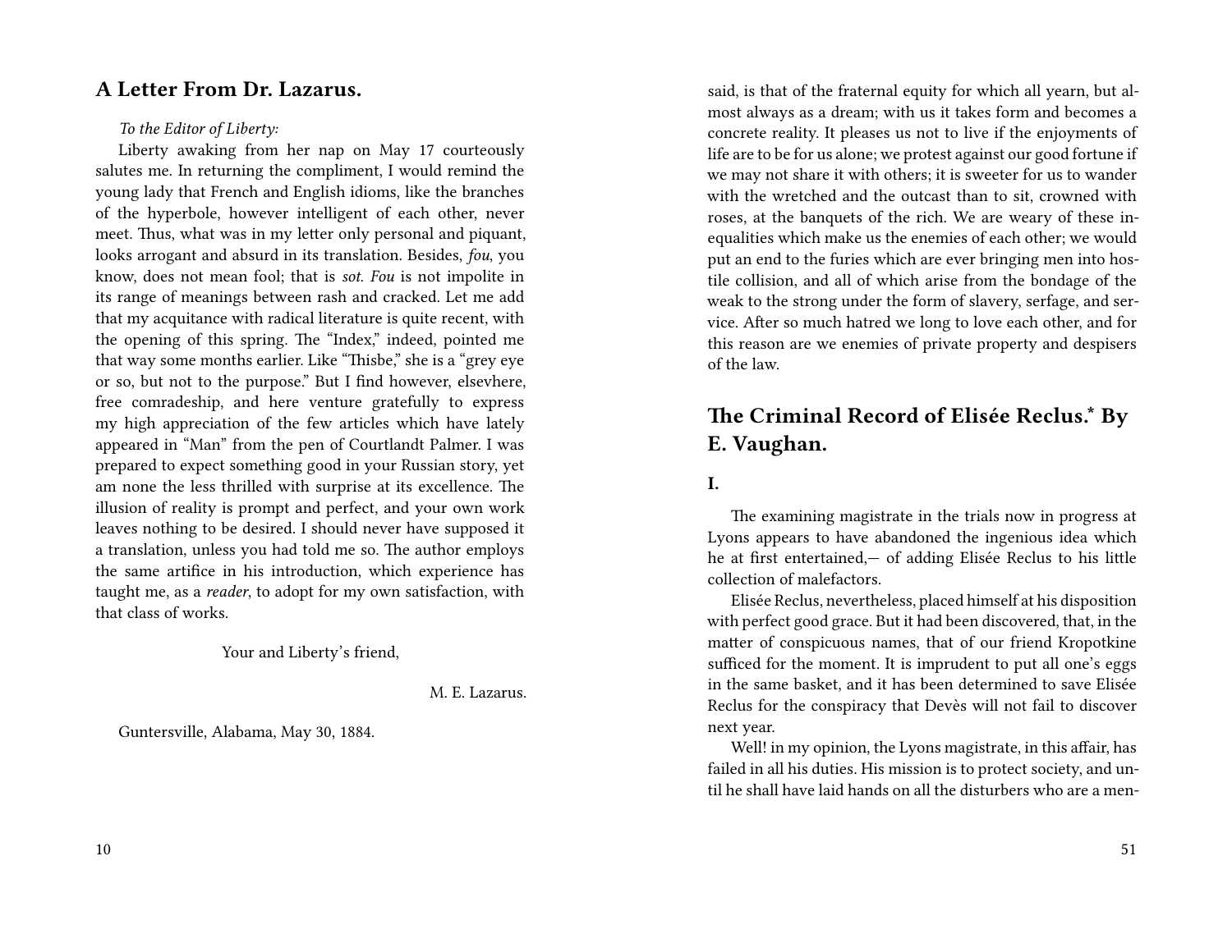## A Letter From Dr. Lazarus.

*To the Editor of Liberty:*

Liberty awaking from her nap on May 17 courteously salutes me. In returning the compliment, I would remind the young lady that French and English idioms, like the branches of the hyperbole, however intelligent of each other, never meet. Thus, what was in my letter only personal and piquant, looks arrogant and absurd in its translation. Besides, *fou*, you know, does not mean fool; that is *sot*. *Fou* is not impolite in its range of meanings between rash and cracked. Let me add that my acquitance with radical literature is quite recent, with the opening of this spring. The "Index," indeed, pointed me that way some months earlier. Like "Thisbe," she is a "grey eye or so, but not to the purpose." But I find however, elsevhere, free comradeship, and here venture gratefully to express my high appreciation of the few articles which have lately appeared in "Man" from the pen of Courtlandt Palmer. I was prepared to expect something good in your Russian story, yet am none the less thrilled with surprise at its excellence. The illusion of reality is prompt and perfect, and your own work leaves nothing to be desired. I should never have supposed it a translation, unless you had told me so. The author employs the same artifice in his introduction, which experience has taught me, as a *reader*, to adopt for my own satisfaction, with that class of works.

Your and Liberty's friend,

M. E. Lazarus.

Guntersville, Alabama, May 30, 1884.

said, is that of the fraternal equity for which all yearn, but almost always as a dream; with us it takes form and becomes a concrete reality. It pleases us not to live if the enjoyments of life are to be for us alone; we protest against our good fortune if we may not share it with others; it is sweeter for us to wander with the wretched and the outcast than to sit, crowned with roses, at the banquets of the rich. We are weary of these inequalities which make us the enemies of each other; we would put an end to the furies which are ever bringing men into hostile collision, and all of which arise from the bondage of the weak to the strong under the form of slavery, serfage, and service. After so much hatred we long to love each other, and for this reason are we enemies of private property and despisers of the law.

## The Criminal Record of Elisée Reclus.* By E. Vaughan.

### I.

The examining magistrate in the trials now in progress at Lyons appears to have abandoned the ingenious idea which he at first entertained,— of adding Elisée Reclus to his little collection of malefactors.

Elisée Reclus, nevertheless, placed himself at his disposition with perfect good grace. But it had been discovered, that, in the matter of conspicuous names, that of our friend Kropotkine sufficed for the moment. It is imprudent to put all one's eggs in the same basket, and it has been determined to save Elisée Reclus for the conspiracy that Devès will not fail to discover next year.

Well! in my opinion, the Lyons magistrate, in this affair, has failed in all his duties. His mission is to protect society, and until he shall have laid hands on all the disturbers who are a men-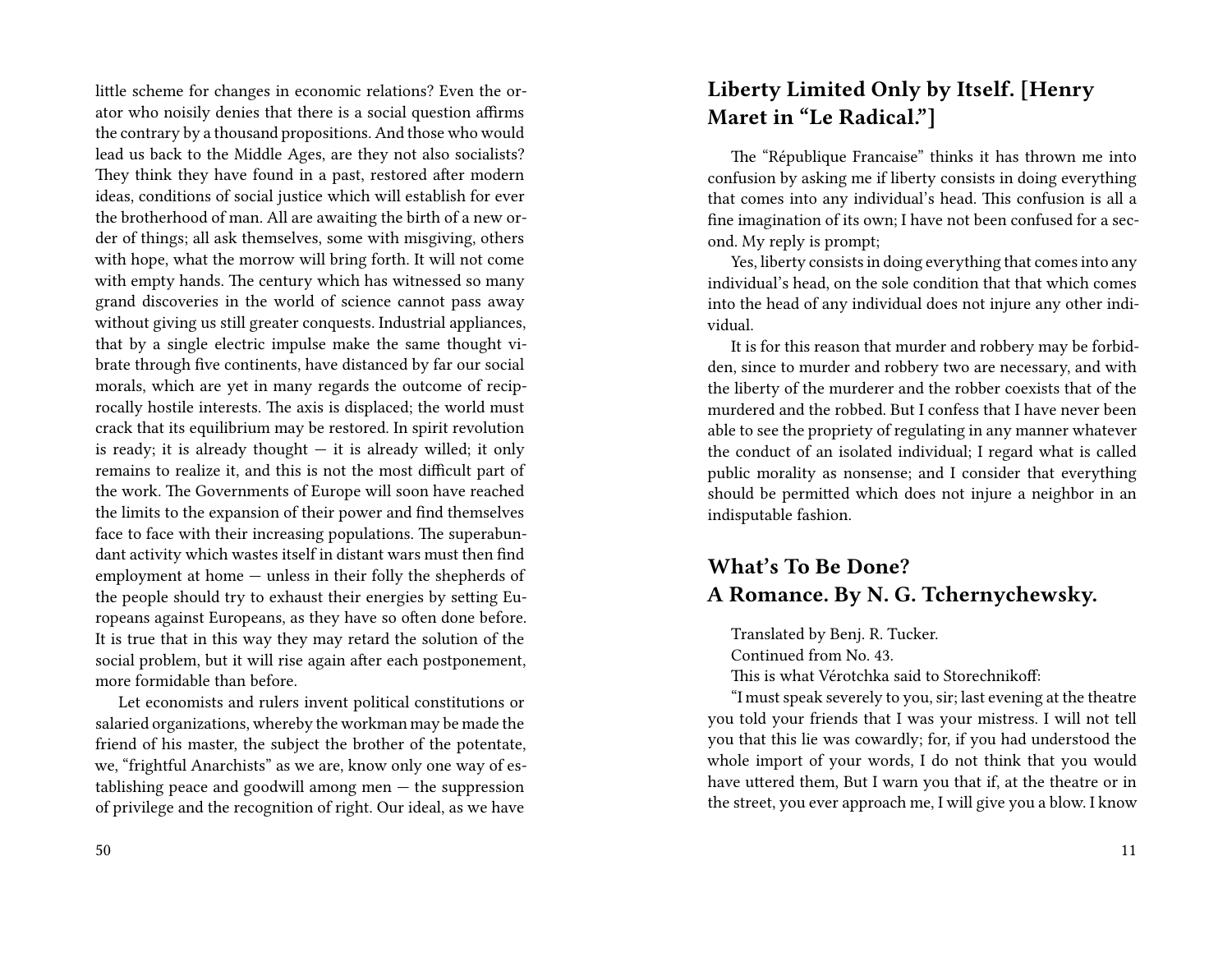little scheme for changes in economic relations? Even the orator who noisily denies that there is a social question affirms the contrary by a thousand propositions. And those who would lead us back to the Middle Ages, are they not also socialists? They think they have found in a past, restored after modern ideas, conditions of social justice which will establish for ever the brotherhood of man. All are awaiting the birth of a new order of things; all ask themselves, some with misgiving, others with hope, what the morrow will bring forth. It will not come with empty hands. The century which has witnessed so many grand discoveries in the world of science cannot pass away without giving us still greater conquests. Industrial appliances, that by a single electric impulse make the same thought vibrate through five continents, have distanced by far our social morals, which are yet in many regards the outcome of reciprocally hostile interests. The axis is displaced; the world must crack that its equilibrium may be restored. In spirit revolution is ready; it is already thought — it is already willed; it only remains to realize it, and this is not the most difficult part of the work. The Governments of Europe will soon have reached the limits to the expansion of their power and find themselves face to face with their increasing populations. The superabundant activity which wastes itself in distant wars must then find employment at home — unless in their folly the shepherds of the people should try to exhaust their energies by setting Europeans against Europeans, as they have so often done before. It is true that in this way they may retard the solution of the social problem, but it will rise again after each postponement, more formidable than before.

Let economists and rulers invent political constitutions or salaried organizations, whereby the workman may be made the friend of his master, the subject the brother of the potentate, we, "frightful Anarchists" as we are, know only one way of establishing peace and goodwill among men — the suppression of privilege and the recognition of right. Our ideal, as we have

## Liberty Limited Only by Itself. [Henry Maret in "Le Radical."]

The "République Francaise" thinks it has thrown me into confusion by asking me if liberty consists in doing everything that comes into any individual's head. This confusion is all a fine imagination of its own; I have not been confused for a second. My reply is prompt;

Yes, liberty consists in doing everything that comes into any individual's head, on the sole condition that that which comes into the head of any individual does not injure any other individual.

It is for this reason that murder and robbery may be forbidden, since to murder and robbery two are necessary, and with the liberty of the murderer and the robber coexists that of the murdered and the robbed. But I confess that I have never been able to see the propriety of regulating in any manner whatever the conduct of an isolated individual; I regard what is called public morality as nonsense; and I consider that everything should be permitted which does not injure a neighbor in an indisputable fashion.

## What's To Be Done? A Romance. By N. G. Tchernychewsky.

Translated by Benj. R. Tucker.

Continued from No. 43.

This is what Vérotchka said to Storechnikoff:

"I must speak severely to you, sir; last evening at the theatre you told your friends that I was your mistress. I will not tell you that this lie was cowardly; for, if you had understood the whole import of your words, I do not think that you would have uttered them, But I warn you that if, at the theatre or in the street, you ever approach me, I will give you a blow. I know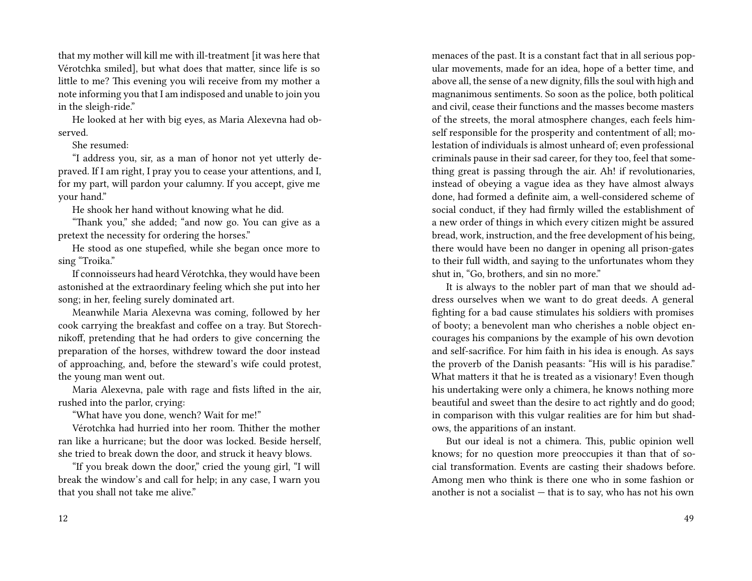that my mother will kill me with ill-treatment [it was here that Vérotchka smiled], but what does that matter, since life is so little to me? This evening you wili receive from my mother a note informing you that I am indisposed and unable to join you in the sleigh-ride."

He looked at her with big eyes, as Maria Alexevna had observed.

She resumed:

"I address you, sir, as a man of honor not yet utterly depraved. If I am right, I pray you to cease your attentions, and I, for my part, will pardon your calumny. If you accept, give me your hand."

He shook her hand without knowing what he did.

"Thank you," she added; "and now go. You can give as a pretext the necessity for ordering the horses."

He stood as one stupefied, while she began once more to sing "Troika."

If connoisseurs had heard Vérotchka, they would have been astonished at the extraordinary feeling which she put into her song; in her, feeling surely dominated art.

Meanwhile Maria Alexevna was coming, followed by her cook carrying the breakfast and coffee on a tray. But Storechnikoff, pretending that he had orders to give concerning the preparation of the horses, withdrew toward the door instead of approaching, and, before the steward's wife could protest, the young man went out.

Maria Alexevna, pale with rage and fists lifted in the air, rushed into the parlor, crying:

"What have you done, wench? Wait for me!"

Vérotchka had hurried into her room. Thither the mother ran like a hurricane; but the door was locked. Beside herself, she tried to break down the door, and struck it heavy blows.

"If you break down the door," cried the young girl, "I will break the window's and call for help; in any case, I warn you that you shall not take me alive."

menaces of the past. It is a constant fact that in all serious popular movements, made for an idea, hope of a better time, and above all, the sense of a new dignity, fills the soul with high and magnanimous sentiments. So soon as the police, both political and civil, cease their functions and the masses become masters of the streets, the moral atmosphere changes, each feels himself responsible for the prosperity and contentment of all; molestation of individuals is almost unheard of; even professional criminals pause in their sad career, for they too, feel that something great is passing through the air. Ah! if revolutionaries, instead of obeying a vague idea as they have almost always done, had formed a definite aim, a well-considered scheme of social conduct, if they had firmly willed the establishment of a new order of things in which every citizen might be assured bread, work, instruction, and the free development of his being, there would have been no danger in opening all prison-gates to their full width, and saying to the unfortunates whom they shut in, "Go, brothers, and sin no more."

It is always to the nobler part of man that we should address ourselves when we want to do great deeds. A general fighting for a bad cause stimulates his soldiers with promises of booty; a benevolent man who cherishes a noble object encourages his companions by the example of his own devotion and self-sacrifice. For him faith in his idea is enough. As says the proverb of the Danish peasants: "His will is his paradise." What matters it that he is treated as a visionary! Even though his undertaking were only a chimera, he knows nothing more beautiful and sweet than the desire to act rightly and do good; in comparison with this vulgar realities are for him but shadows, the apparitions of an instant.

But our ideal is not a chimera. This, public opinion well knows; for no question more preoccupies it than that of social transformation. Events are casting their shadows before. Among men who think is there one who in some fashion or another is not a socialist — that is to say, who has not his own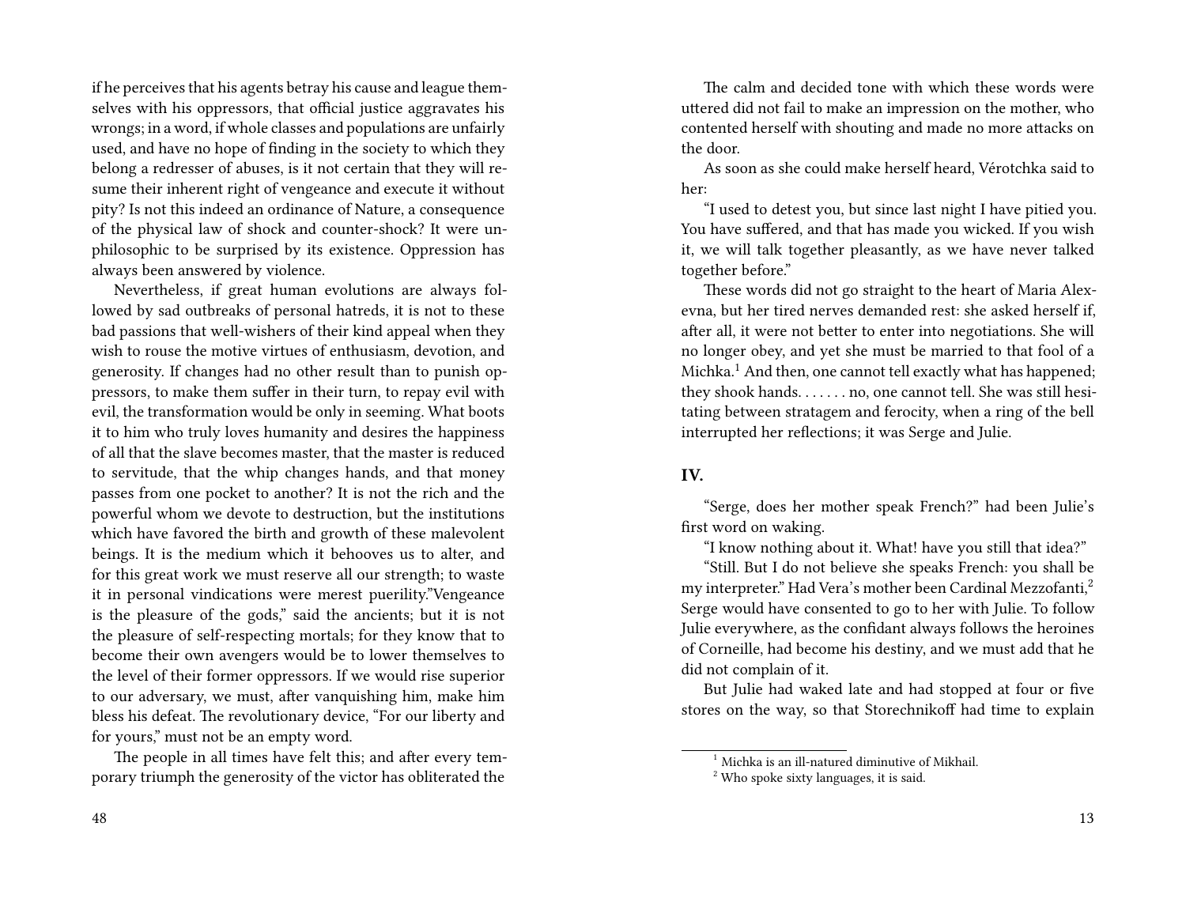if he perceives that his agents betray his cause and league themselves with his oppressors, that official justice aggravates his wrongs; in a word, if whole classes and populations are unfairly used, and have no hope of finding in the society to which they belong a redresser of abuses, is it not certain that they will resume their inherent right of vengeance and execute it without pity? Is not this indeed an ordinance of Nature, a consequence of the physical law of shock and counter-shock? It were unphilosophic to be surprised by its existence. Oppression has always been answered by violence.

Nevertheless, if great human evolutions are always followed by sad outbreaks of personal hatreds, it is not to these bad passions that well-wishers of their kind appeal when they wish to rouse the motive virtues of enthusiasm, devotion, and generosity. If changes had no other result than to punish oppressors, to make them suffer in their turn, to repay evil with evil, the transformation would be only in seeming. What boots it to him who truly loves humanity and desires the happiness of all that the slave becomes master, that the master is reduced to servitude, that the whip changes hands, and that money passes from one pocket to another? It is not the rich and the powerful whom we devote to destruction, but the institutions which have favored the birth and growth of these malevolent beings. It is the medium which it behooves us to alter, and for this great work we must reserve all our strength; to waste it in personal vindications were merest puerility."Vengeance is the pleasure of the gods," said the ancients; but it is not the pleasure of self-respecting mortals; for they know that to become their own avengers would be to lower themselves to the level of their former oppressors. If we would rise superior to our adversary, we must, after vanquishing him, make him bless his defeat. The revolutionary device, "For our liberty and for yours," must not be an empty word.

The people in all times have felt this; and after every temporary triumph the generosity of the victor has obliterated the

The calm and decided tone with which these words were uttered did not fail to make an impression on the mother, who contented herself with shouting and made no more attacks on the door.

As soon as she could make herself heard, Vérotchka said to her:

"I used to detest you, but since last night I have pitied you. You have suffered, and that has made you wicked. If you wish it, we will talk together pleasantly, as we have never talked together before."

These words did not go straight to the heart of Maria Alexevna, but her tired nerves demanded rest: she asked herself if, after all, it were not better to enter into negotiations. She will no longer obey, and yet she must be married to that fool of a Michka.[1] And then, one cannot tell exactly what has happened; they shook hands. . . . . . . no, one cannot tell. She was still hesitating between stratagem and ferocity, when a ring of the bell interrupted her reflections; it was Serge and Julie.

## IV.

"Serge, does her mother speak French?" had been Julie's first word on waking.

"I know nothing about it. What! have you still that idea?"

"Still. But I do not believe she speaks French: you shall be my interpreter." Had Vera's mother been Cardinal Mezzofanti,[2] Serge would have consented to go to her with Julie. To follow Julie everywhere, as the confidant always follows the heroines of Corneille, had become his destiny, and we must add that he did not complain of it.

But Julie had waked late and had stopped at four or five stores on the way, so that Storechnikoff had time to explain

[1] Michka is an ill-natured diminutive of Mikhail.

[2] Who spoke sixty languages, it is said.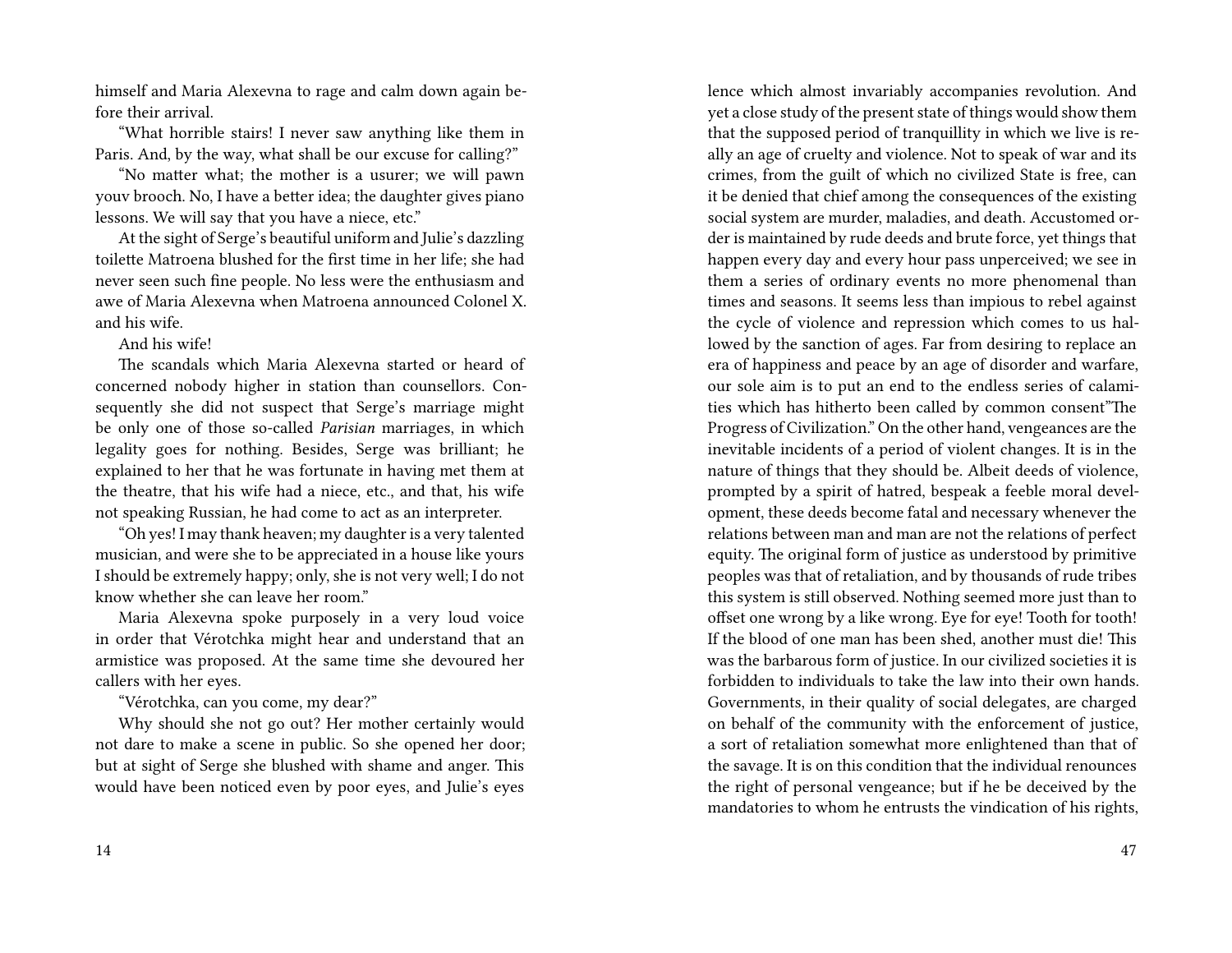himself and Maria Alexevna to rage and calm down again before their arrival.

"What horrible stairs! I never saw anything like them in Paris. And, by the way, what shall be our excuse for calling?"

"No matter what; the mother is a usurer; we will pawn youv brooch. No, I have a better idea; the daughter gives piano lessons. We will say that you have a niece, etc."

At the sight of Serge's beautiful uniform and Julie's dazzling toilette Matroena blushed for the first time in her life; she had never seen such fine people. No less were the enthusiasm and awe of Maria Alexevna when Matroena announced Colonel X. and his wife.

And his wife!

The scandals which Maria Alexevna started or heard of concerned nobody higher in station than counsellors. Consequently she did not suspect that Serge's marriage might be only one of those so-called *Parisian* marriages, in which legality goes for nothing. Besides, Serge was brilliant; he explained to her that he was fortunate in having met them at the theatre, that his wife had a niece, etc., and that, his wife not speaking Russian, he had come to act as an interpreter.

"Oh yes! I may thank heaven; my daughter is a very talented musician, and were she to be appreciated in a house like yours I should be extremely happy; only, she is not very well; I do not know whether she can leave her room."

Maria Alexevna spoke purposely in a very loud voice in order that Vérotchka might hear and understand that an armistice was proposed. At the same time she devoured her callers with her eyes.

"Vérotchka, can you come, my dear?"

Why should she not go out? Her mother certainly would not dare to make a scene in public. So she opened her door; but at sight of Serge she blushed with shame and anger. This would have been noticed even by poor eyes, and Julie's eyes

lence which almost invariably accompanies revolution. And yet a close study of the present state of things would show them that the supposed period of tranquillity in which we live is really an age of cruelty and violence. Not to speak of war and its crimes, from the guilt of which no civilized State is free, can it be denied that chief among the consequences of the existing social system are murder, maladies, and death. Accustomed order is maintained by rude deeds and brute force, yet things that happen every day and every hour pass unperceived; we see in them a series of ordinary events no more phenomenal than times and seasons. It seems less than impious to rebel against the cycle of violence and repression which comes to us hallowed by the sanction of ages. Far from desiring to replace an era of happiness and peace by an age of disorder and warfare, our sole aim is to put an end to the endless series of calamities which has hitherto been called by common consent"The Progress of Civilization." On the other hand, vengeances are the inevitable incidents of a period of violent changes. It is in the nature of things that they should be. Albeit deeds of violence, prompted by a spirit of hatred, bespeak a feeble moral development, these deeds become fatal and necessary whenever the relations between man and man are not the relations of perfect equity. The original form of justice as understood by primitive peoples was that of retaliation, and by thousands of rude tribes this system is still observed. Nothing seemed more just than to offset one wrong by a like wrong. Eye for eye! Tooth for tooth! If the blood of one man has been shed, another must die! This was the barbarous form of justice. In our civilized societies it is forbidden to individuals to take the law into their own hands. Governments, in their quality of social delegates, are charged on behalf of the community with the enforcement of justice, a sort of retaliation somewhat more enlightened than that of the savage. It is on this condition that the individual renounces the right of personal vengeance; but if he be deceived by the mandatories to whom he entrusts the vindication of his rights,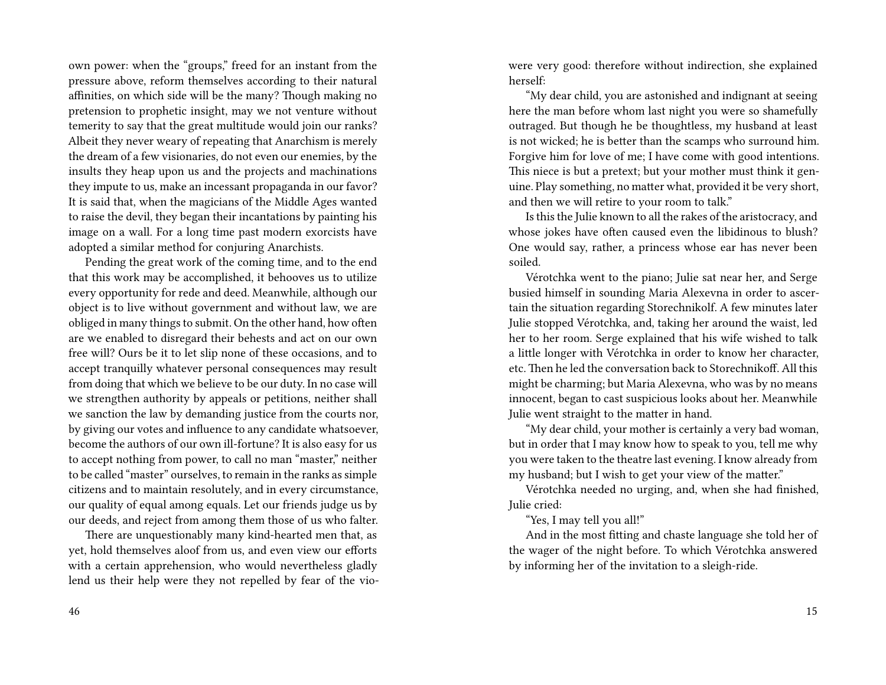own power: when the "groups," freed for an instant from the pressure above, reform themselves according to their natural affinities, on which side will be the many? Though making no pretension to prophetic insight, may we not venture without temerity to say that the great multitude would join our ranks? Albeit they never weary of repeating that Anarchism is merely the dream of a few visionaries, do not even our enemies, by the insults they heap upon us and the projects and machinations they impute to us, make an incessant propaganda in our favor? It is said that, when the magicians of the Middle Ages wanted to raise the devil, they began their incantations by painting his image on a wall. For a long time past modern exorcists have adopted a similar method for conjuring Anarchists.

Pending the great work of the coming time, and to the end that this work may be accomplished, it behooves us to utilize every opportunity for rede and deed. Meanwhile, although our object is to live without government and without law, we are obliged in many things to submit. On the other hand, how often are we enabled to disregard their behests and act on our own free will? Ours be it to let slip none of these occasions, and to accept tranquilly whatever personal consequences may result from doing that which we believe to be our duty. In no case will we strengthen authority by appeals or petitions, neither shall we sanction the law by demanding justice from the courts nor, by giving our votes and influence to any candidate whatsoever, become the authors of our own ill-fortune? It is also easy for us to accept nothing from power, to call no man "master," neither to be called "master" ourselves, to remain in the ranks as simple citizens and to maintain resolutely, and in every circumstance, our quality of equal among equals. Let our friends judge us by our deeds, and reject from among them those of us who falter.

There are unquestionably many kind-hearted men that, as yet, hold themselves aloof from us, and even view our efforts with a certain apprehension, who would nevertheless gladly lend us their help were they not repelled by fear of the vio-

were very good: therefore without indirection, she explained herself:

"My dear child, you are astonished and indignant at seeing here the man before whom last night you were so shamefully outraged. But though he be thoughtless, my husband at least is not wicked; he is better than the scamps who surround him. Forgive him for love of me; I have come with good intentions. This niece is but a pretext; but your mother must think it genuine. Play something, no matter what, provided it be very short, and then we will retire to your room to talk."

Is this the Julie known to all the rakes of the aristocracy, and whose jokes have often caused even the libidinous to blush? One would say, rather, a princess whose ear has never been soiled.

Vérotchka went to the piano; Julie sat near her, and Serge busied himself in sounding Maria Alexevna in order to ascertain the situation regarding Storechnikolf. A few minutes later Julie stopped Vérotchka, and, taking her around the waist, led her to her room. Serge explained that his wife wished to talk a little longer with Vérotchka in order to know her character, etc. Then he led the conversation back to Storechnikoff. All this might be charming; but Maria Alexevna, who was by no means innocent, began to cast suspicious looks about her. Meanwhile Julie went straight to the matter in hand.

"My dear child, your mother is certainly a very bad woman, but in order that I may know how to speak to you, tell me why you were taken to the theatre last evening. I know already from my husband; but I wish to get your view of the matter."

Vérotchka needed no urging, and, when she had finished, Julie cried:

"Yes, I may tell you all!"

And in the most fitting and chaste language she told her of the wager of the night before. To which Vérotchka answered by informing her of the invitation to a sleigh-ride.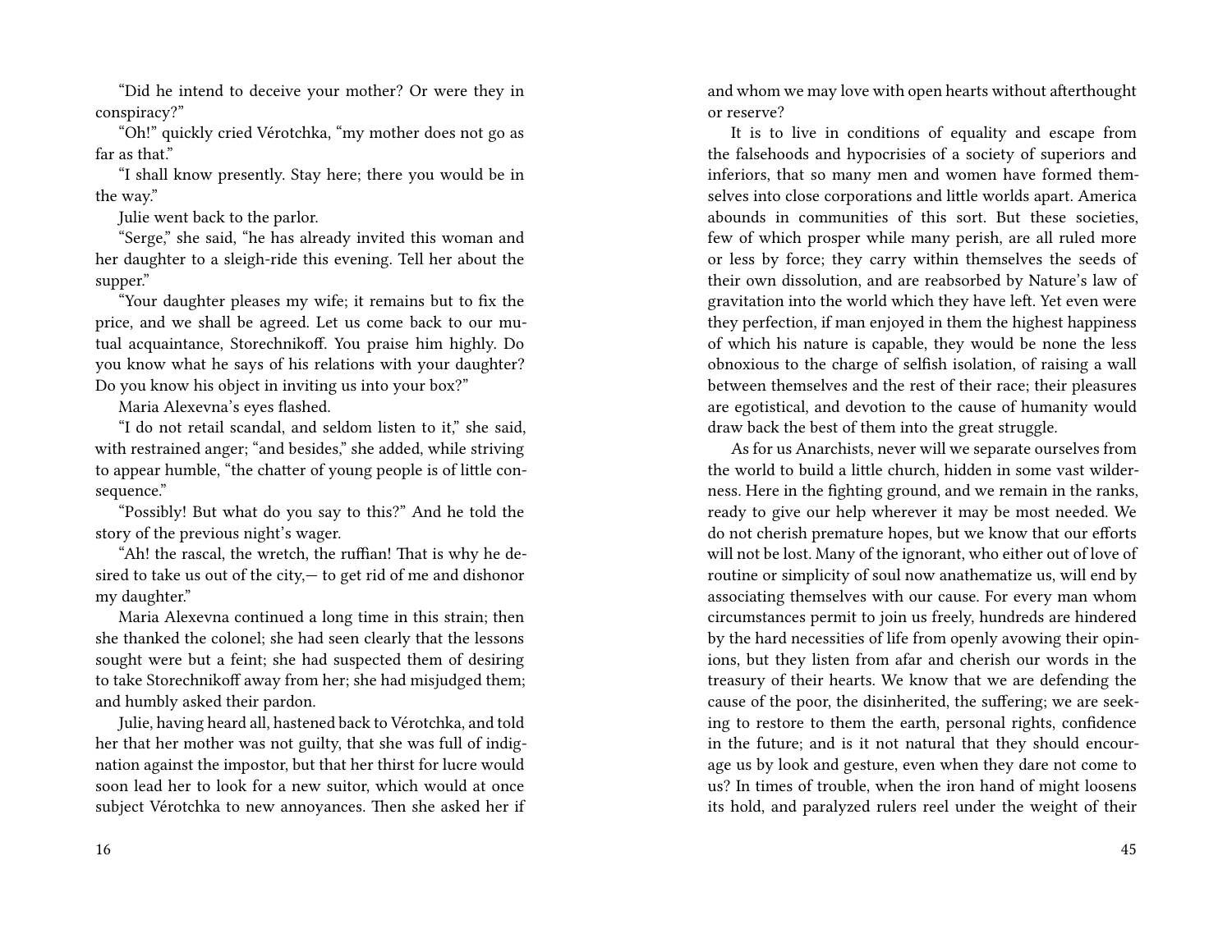"Did he intend to deceive your mother? Or were they in conspiracy?"

"Oh!" quickly cried Vérotchka, "my mother does not go as far as that."

"I shall know presently. Stay here; there you would be in the way."

Julie went back to the parlor.

"Serge," she said, "he has already invited this woman and her daughter to a sleigh-ride this evening. Tell her about the supper."

"Your daughter pleases my wife; it remains but to fix the price, and we shall be agreed. Let us come back to our mutual acquaintance, Storechnikoff. You praise him highly. Do you know what he says of his relations with your daughter? Do you know his object in inviting us into your box?"

Maria Alexevna's eyes flashed.

"I do not retail scandal, and seldom listen to it," she said, with restrained anger; "and besides," she added, while striving to appear humble, "the chatter of young people is of little consequence."

"Possibly! But what do you say to this?" And he told the story of the previous night's wager.

"Ah! the rascal, the wretch, the ruffian! That is why he desired to take us out of the city,— to get rid of me and dishonor my daughter."

Maria Alexevna continued a long time in this strain; then she thanked the colonel; she had seen clearly that the lessons sought were but a feint; she had suspected them of desiring to take Storechnikoff away from her; she had misjudged them; and humbly asked their pardon.

Julie, having heard all, hastened back to Vérotchka, and told her that her mother was not guilty, that she was full of indignation against the impostor, but that her thirst for lucre would soon lead her to look for a new suitor, which would at once subject Vérotchka to new annoyances. Then she asked her if

and whom we may love with open hearts without afterthought or reserve?

It is to live in conditions of equality and escape from the falsehoods and hypocrisies of a society of superiors and inferiors, that so many men and women have formed themselves into close corporations and little worlds apart. America abounds in communities of this sort. But these societies, few of which prosper while many perish, are all ruled more or less by force; they carry within themselves the seeds of their own dissolution, and are reabsorbed by Nature's law of gravitation into the world which they have left. Yet even were they perfection, if man enjoyed in them the highest happiness of which his nature is capable, they would be none the less obnoxious to the charge of selfish isolation, of raising a wall between themselves and the rest of their race; their pleasures are egotistical, and devotion to the cause of humanity would draw back the best of them into the great struggle.

As for us Anarchists, never will we separate ourselves from the world to build a little church, hidden in some vast wilderness. Here in the fighting ground, and we remain in the ranks, ready to give our help wherever it may be most needed. We do not cherish premature hopes, but we know that our efforts will not be lost. Many of the ignorant, who either out of love of routine or simplicity of soul now anathematize us, will end by associating themselves with our cause. For every man whom circumstances permit to join us freely, hundreds are hindered by the hard necessities of life from openly avowing their opinions, but they listen from afar and cherish our words in the treasury of their hearts. We know that we are defending the cause of the poor, the disinherited, the suffering; we are seeking to restore to them the earth, personal rights, confidence in the future; and is it not natural that they should encourage us by look and gesture, even when they dare not come to us? In times of trouble, when the iron hand of might loosens its hold, and paralyzed rulers reel under the weight of their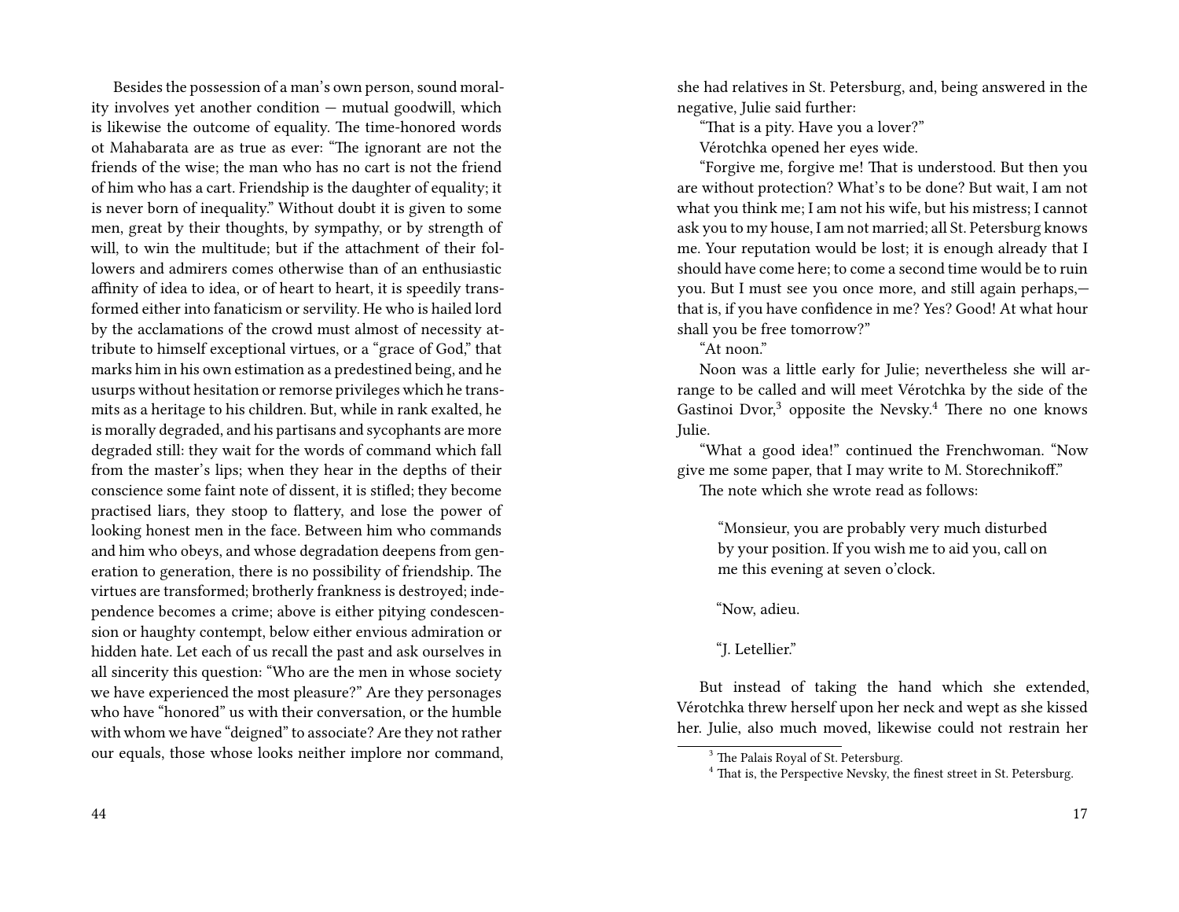Besides the possession of a man's own person, sound morality involves yet another condition — mutual goodwill, which is likewise the outcome of equality. The time-honored words ot Mahabarata are as true as ever: "The ignorant are not the friends of the wise; the man who has no cart is not the friend of him who has a cart. Friendship is the daughter of equality; it is never born of inequality." Without doubt it is given to some men, great by their thoughts, by sympathy, or by strength of will, to win the multitude; but if the attachment of their followers and admirers comes otherwise than of an enthusiastic affinity of idea to idea, or of heart to heart, it is speedily transformed either into fanaticism or servility. He who is hailed lord by the acclamations of the crowd must almost of necessity attribute to himself exceptional virtues, or a "grace of God," that marks him in his own estimation as a predestined being, and he usurps without hesitation or remorse privileges which he transmits as a heritage to his children. But, while in rank exalted, he is morally degraded, and his partisans and sycophants are more degraded still: they wait for the words of command which fall from the master's lips; when they hear in the depths of their conscience some faint note of dissent, it is stifled; they become practised liars, they stoop to flattery, and lose the power of looking honest men in the face. Between him who commands and him who obeys, and whose degradation deepens from generation to generation, there is no possibility of friendship. The virtues are transformed; brotherly frankness is destroyed; independence becomes a crime; above is either pitying condescension or haughty contempt, below either envious admiration or hidden hate. Let each of us recall the past and ask ourselves in all sincerity this question: "Who are the men in whose society we have experienced the most pleasure?" Are they personages who have "honored" us with their conversation, or the humble with whom we have "deigned" to associate? Are they not rather our equals, those whose looks neither implore nor command,

she had relatives in St. Petersburg, and, being answered in the negative, Julie said further:

"That is a pity. Have you a lover?"

Vérotchka opened her eyes wide.

"Forgive me, forgive me! That is understood. But then you are without protection? What's to be done? But wait, I am not what you think me; I am not his wife, but his mistress; I cannot ask you to my house, I am not married; all St. Petersburg knows me. Your reputation would be lost; it is enough already that I should have come here; to come a second time would be to ruin you. But I must see you once more, and still again perhaps,— that is, if you have confidence in me? Yes? Good! At what hour shall you be free tomorrow?"

"At noon."

Noon was a little early for Julie; nevertheless she will arrange to be called and will meet Vérotchka by the side of the Gastinoi Dvor,[3] opposite the Nevsky.[4] There no one knows Julie.

"What a good idea!" continued the Frenchwoman. "Now give me some paper, that I may write to M. Storechnikoff."

The note which she wrote read as follows:

> "Monsieur, you are probably very much disturbed by your position. If you wish me to aid you, call on me this evening at seven o'clock.
>
> "Now, adieu.
>
> "J. Letellier."

But instead of taking the hand which she extended, Vérotchka threw herself upon her neck and wept as she kissed her. Julie, also much moved, likewise could not restrain her

[3] The Palais Royal of St. Petersburg.

[4] That is, the Perspective Nevsky, the finest street in St. Petersburg.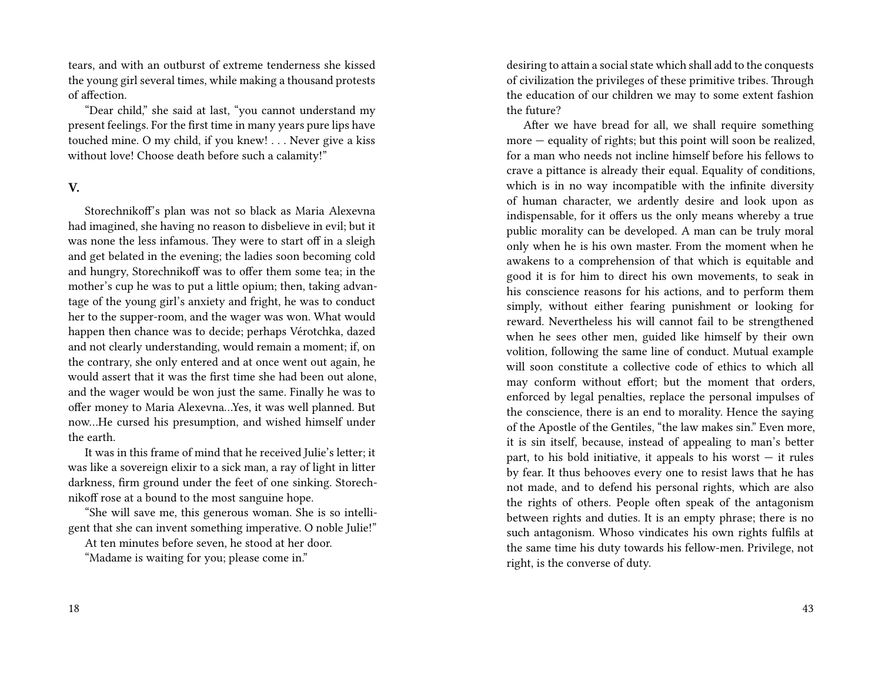tears, and with an outburst of extreme tenderness she kissed the young girl several times, while making a thousand protests of affection.

"Dear child," she said at last, "you cannot understand my present feelings. For the first time in many years pure lips have touched mine. O my child, if you knew! . . . Never give a kiss without love! Choose death before such a calamity!"

### V.

Storechnikoff's plan was not so black as Maria Alexevna had imagined, she having no reason to disbelieve in evil; but it was none the less infamous. They were to start off in a sleigh and get belated in the evening; the ladies soon becoming cold and hungry, Storechnikoff was to offer them some tea; in the mother's cup he was to put a little opium; then, taking advantage of the young girl's anxiety and fright, he was to conduct her to the supper-room, and the wager was won. What would happen then chance was to decide; perhaps Vérotchka, dazed and not clearly understanding, would remain a moment; if, on the contrary, she only entered and at once went out again, he would assert that it was the first time she had been out alone, and the wager would be won just the same. Finally he was to offer money to Maria Alexevna…Yes, it was well planned. But now…He cursed his presumption, and wished himself under the earth.

It was in this frame of mind that he received Julie's letter; it was like a sovereign elixir to a sick man, a ray of light in litter darkness, firm ground under the feet of one sinking. Storechnikoff rose at a bound to the most sanguine hope.

"She will save me, this generous woman. She is so intelligent that she can invent something imperative. O noble Julie!"

At ten minutes before seven, he stood at her door.

"Madame is waiting for you; please come in."

desiring to attain a social state which shall add to the conquests of civilization the privileges of these primitive tribes. Through the education of our children we may to some extent fashion the future?

After we have bread for all, we shall require something more — equality of rights; but this point will soon be realized, for a man who needs not incline himself before his fellows to crave a pittance is already their equal. Equality of conditions, which is in no way incompatible with the infinite diversity of human character, we ardently desire and look upon as indispensable, for it offers us the only means whereby a true public morality can be developed. A man can be truly moral only when he is his own master. From the moment when he awakens to a comprehension of that which is equitable and good it is for him to direct his own movements, to seak in his conscience reasons for his actions, and to perform them simply, without either fearing punishment or looking for reward. Nevertheless his will cannot fail to be strengthened when he sees other men, guided like himself by their own volition, following the same line of conduct. Mutual example will soon constitute a collective code of ethics to which all may conform without effort; but the moment that orders, enforced by legal penalties, replace the personal impulses of the conscience, there is an end to morality. Hence the saying of the Apostle of the Gentiles, "the law makes sin." Even more, it is sin itself, because, instead of appealing to man's better part, to his bold initiative, it appeals to his worst — it rules by fear. It thus behooves every one to resist laws that he has not made, and to defend his personal rights, which are also the rights of others. People often speak of the antagonism between rights and duties. It is an empty phrase; there is no such antagonism. Whoso vindicates his own rights fulfils at the same time his duty towards his fellow-men. Privilege, not right, is the converse of duty.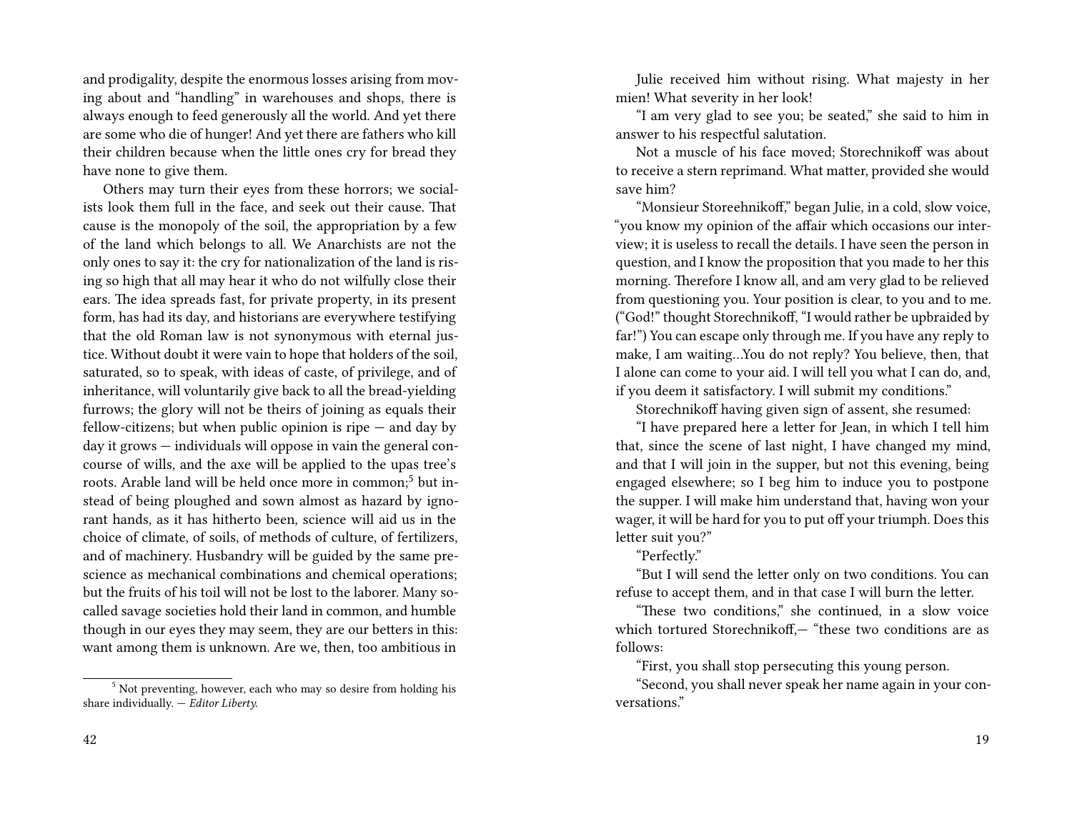and prodigality, despite the enormous losses arising from moving about and "handling" in warehouses and shops, there is always enough to feed generously all the world. And yet there are some who die of hunger! And yet there are fathers who kill their children because when the little ones cry for bread they have none to give them.

Others may turn their eyes from these horrors; we socialists look them full in the face, and seek out their cause. That cause is the monopoly of the soil, the appropriation by a few of the land which belongs to all. We Anarchists are not the only ones to say it: the cry for nationalization of the land is rising so high that all may hear it who do not wilfully close their ears. The idea spreads fast, for private property, in its present form, has had its day, and historians are everywhere testifying that the old Roman law is not synonymous with eternal justice. Without doubt it were vain to hope that holders of the soil, saturated, so to speak, with ideas of caste, of privilege, and of inheritance, will voluntarily give back to all the bread-yielding furrows; the glory will not be theirs of joining as equals their fellow-citizens; but when public opinion is ripe — and day by day it grows — individuals will oppose in vain the general concourse of wills, and the axe will be applied to the upas tree's roots. Arable land will be held once more in common;[5] but instead of being ploughed and sown almost as hazard by ignorant hands, as it has hitherto been, science will aid us in the choice of climate, of soils, of methods of culture, of fertilizers, and of machinery. Husbandry will be guided by the same prescience as mechanical combinations and chemical operations; but the fruits of his toil will not be lost to the laborer. Many so-called savage societies hold their land in common, and humble though in our eyes they may seem, they are our betters in this: want among them is unknown. Are we, then, too ambitious in

[5] Not preventing, however, each who may so desire from holding his share individually. — *Editor Liberty.*

Julie received him without rising. What majesty in her mien! What severity in her look!

"I am very glad to see you; be seated," she said to him in answer to his respectful salutation.

Not a muscle of his face moved; Storechnikoff was about to receive a stern reprimand. What matter, provided she would save him?

"Monsieur Storeehnikoff," began Julie, in a cold, slow voice, "you know my opinion of the affair which occasions our interview; it is useless to recall the details. I have seen the person in question, and I know the proposition that you made to her this morning. Therefore I know all, and am very glad to be relieved from questioning you. Your position is clear, to you and to me. ("God!" thought Storechnikoff, "I would rather be upbraided by far!") You can escape only through me. If you have any reply to make, I am waiting…You do not reply? You believe, then, that I alone can come to your aid. I will tell you what I can do, and, if you deem it satisfactory. I will submit my conditions."

Storechnikoff having given sign of assent, she resumed:

"I have prepared here a letter for Jean, in which I tell him that, since the scene of last night, I have changed my mind, and that I will join in the supper, but not this evening, being engaged elsewhere; so I beg him to induce you to postpone the supper. I will make him understand that, having won your wager, it will be hard for you to put off your triumph. Does this letter suit you?"

"Perfectly."

"But I will send the letter only on two conditions. You can refuse to accept them, and in that case I will burn the letter.

"These two conditions," she continued, in a slow voice which tortured Storechnikoff,— "these two conditions are as follows:

"First, you shall stop persecuting this young person.

"Second, you shall never speak her name again in your conversations."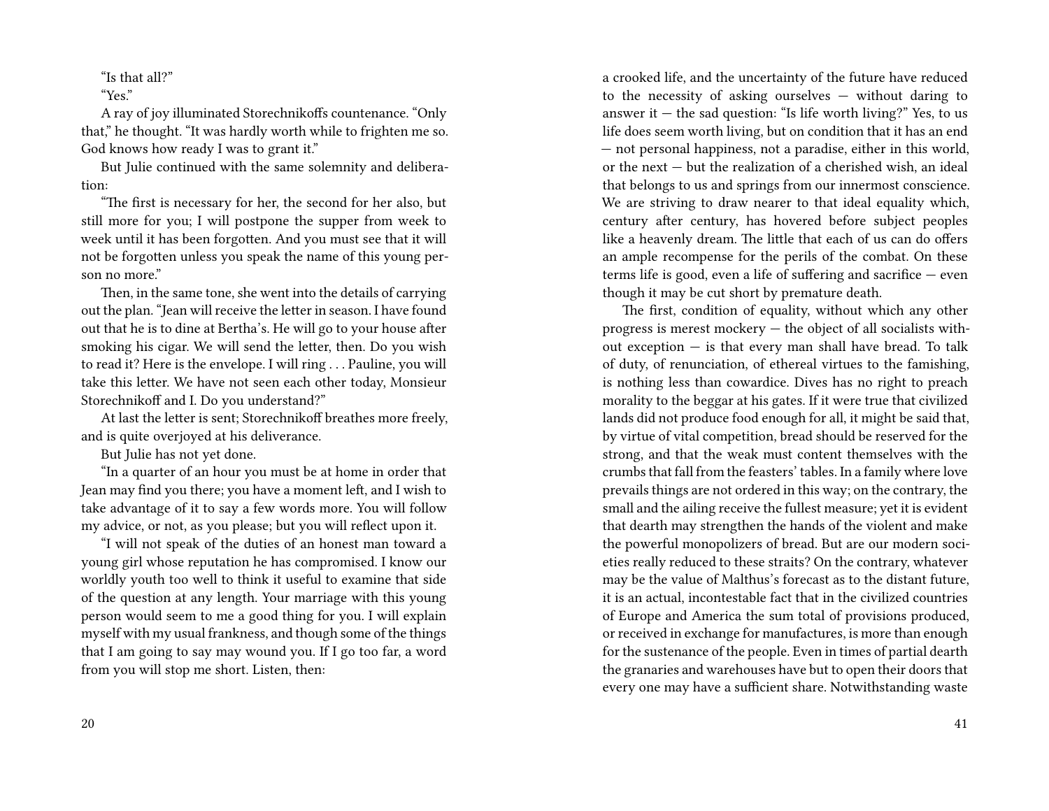"Is that all?"

"Yes."

A ray of joy illuminated Storechnikoffs countenance. "Only that," he thought. "It was hardly worth while to frighten me so. God knows how ready I was to grant it."

But Julie continued with the same solemnity and deliberation:

"The first is necessary for her, the second for her also, but still more for you; I will postpone the supper from week to week until it has been forgotten. And you must see that it will not be forgotten unless you speak the name of this young person no more."

Then, in the same tone, she went into the details of carrying out the plan. "Jean will receive the letter in season. I have found out that he is to dine at Bertha's. He will go to your house after smoking his cigar. We will send the letter, then. Do you wish to read it? Here is the envelope. I will ring . . . Pauline, you will take this letter. We have not seen each other today, Monsieur Storechnikoff and I. Do you understand?"

At last the letter is sent; Storechnikoff breathes more freely, and is quite overjoyed at his deliverance.

But Julie has not yet done.

"In a quarter of an hour you must be at home in order that Jean may find you there; you have a moment left, and I wish to take advantage of it to say a few words more. You will follow my advice, or not, as you please; but you will reflect upon it.

"I will not speak of the duties of an honest man toward a young girl whose reputation he has compromised. I know our worldly youth too well to think it useful to examine that side of the question at any length. Your marriage with this young person would seem to me a good thing for you. I will explain myself with my usual frankness, and though some of the things that I am going to say may wound you. If I go too far, a word from you will stop me short. Listen, then:

a crooked life, and the uncertainty of the future have reduced to the necessity of asking ourselves — without daring to answer it — the sad question: "Is life worth living?" Yes, to us life does seem worth living, but on condition that it has an end — not personal happiness, not a paradise, either in this world, or the next — but the realization of a cherished wish, an ideal that belongs to us and springs from our innermost conscience. We are striving to draw nearer to that ideal equality which, century after century, has hovered before subject peoples like a heavenly dream. The little that each of us can do offers an ample recompense for the perils of the combat. On these terms life is good, even a life of suffering and sacrifice — even though it may be cut short by premature death.

The first, condition of equality, without which any other progress is merest mockery — the object of all socialists without exception — is that every man shall have bread. To talk of duty, of renunciation, of ethereal virtues to the famishing, is nothing less than cowardice. Dives has no right to preach morality to the beggar at his gates. If it were true that civilized lands did not produce food enough for all, it might be said that, by virtue of vital competition, bread should be reserved for the strong, and that the weak must content themselves with the crumbs that fall from the feasters' tables. In a family where love prevails things are not ordered in this way; on the contrary, the small and the ailing receive the fullest measure; yet it is evident that dearth may strengthen the hands of the violent and make the powerful monopolizers of bread. But are our modern societies really reduced to these straits? On the contrary, whatever may be the value of Malthus's forecast as to the distant future, it is an actual, incontestable fact that in the civilized countries of Europe and America the sum total of provisions produced, or received in exchange for manufactures, is more than enough for the sustenance of the people. Even in times of partial dearth the granaries and warehouses have but to open their doors that every one may have a sufficient share. Notwithstanding waste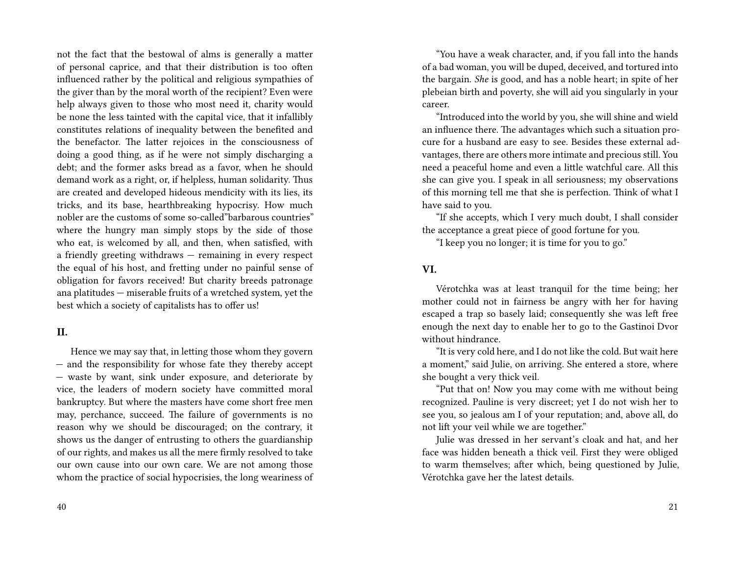not the fact that the bestowal of alms is generally a matter of personal caprice, and that their distribution is too often influenced rather by the political and religious sympathies of the giver than by the moral worth of the recipient? Even were help always given to those who most need it, charity would be none the less tainted with the capital vice, that it infallibly constitutes relations of inequality between the benefited and the benefactor. The latter rejoices in the consciousness of doing a good thing, as if he were not simply discharging a debt; and the former asks bread as a favor, when he should demand work as a right, or, if helpless, human solidarity. Thus are created and developed hideous mendicity with its lies, its tricks, and its base, hearthbreaking hypocrisy. How much nobler are the customs of some so-called"barbarous countries" where the hungry man simply stops by the side of those who eat, is welcomed by all, and then, when satisfied, with a friendly greeting withdraws — remaining in every respect the equal of his host, and fretting under no painful sense of obligation for favors received! But charity breeds patronage ana platitudes — miserable fruits of a wretched system, yet the best which a society of capitalists has to offer us!

### II.

Hence we may say that, in letting those whom they govern — and the responsibility for whose fate they thereby accept — waste by want, sink under exposure, and deteriorate by vice, the leaders of modern society have committed moral bankruptcy. But where the masters have come short free men may, perchance, succeed. The failure of governments is no reason why we should be discouraged; on the contrary, it shows us the danger of entrusting to others the guardianship of our rights, and makes us all the mere firmly resolved to take our own cause into our own care. We are not among those whom the practice of social hypocrisies, the long weariness of

"You have a weak character, and, if you fall into the hands of a bad woman, you will be duped, deceived, and tortured into the bargain. *She* is good, and has a noble heart; in spite of her plebeian birth and poverty, she will aid you singularly in your career.

"Introduced into the world by you, she will shine and wield an influence there. The advantages which such a situation procure for a husband are easy to see. Besides these external advantages, there are others more intimate and precious still. You need a peaceful home and even a little watchful care. All this she can give you. I speak in all seriousness; my observations of this morning tell me that she is perfection. Think of what I have said to you.

"If she accepts, which I very much doubt, I shall consider the acceptance a great piece of good fortune for you.

"I keep you no longer; it is time for you to go."

### VI.

Vérotchka was at least tranquil for the time being; her mother could not in fairness be angry with her for having escaped a trap so basely laid; consequently she was left free enough the next day to enable her to go to the Gastinoi Dvor without hindrance.

"It is very cold here, and I do not like the cold. But wait here a moment," said Julie, on arriving. She entered a store, where she bought a very thick veil.

"Put that on! Now you may come with me without being recognized. Pauline is very discreet; yet I do not wish her to see you, so jealous am I of your reputation; and, above all, do not lift your veil while we are together."

Julie was dressed in her servant's cloak and hat, and her face was hidden beneath a thick veil. First they were obliged to warm themselves; after which, being questioned by Julie, Vérotchka gave her the latest details.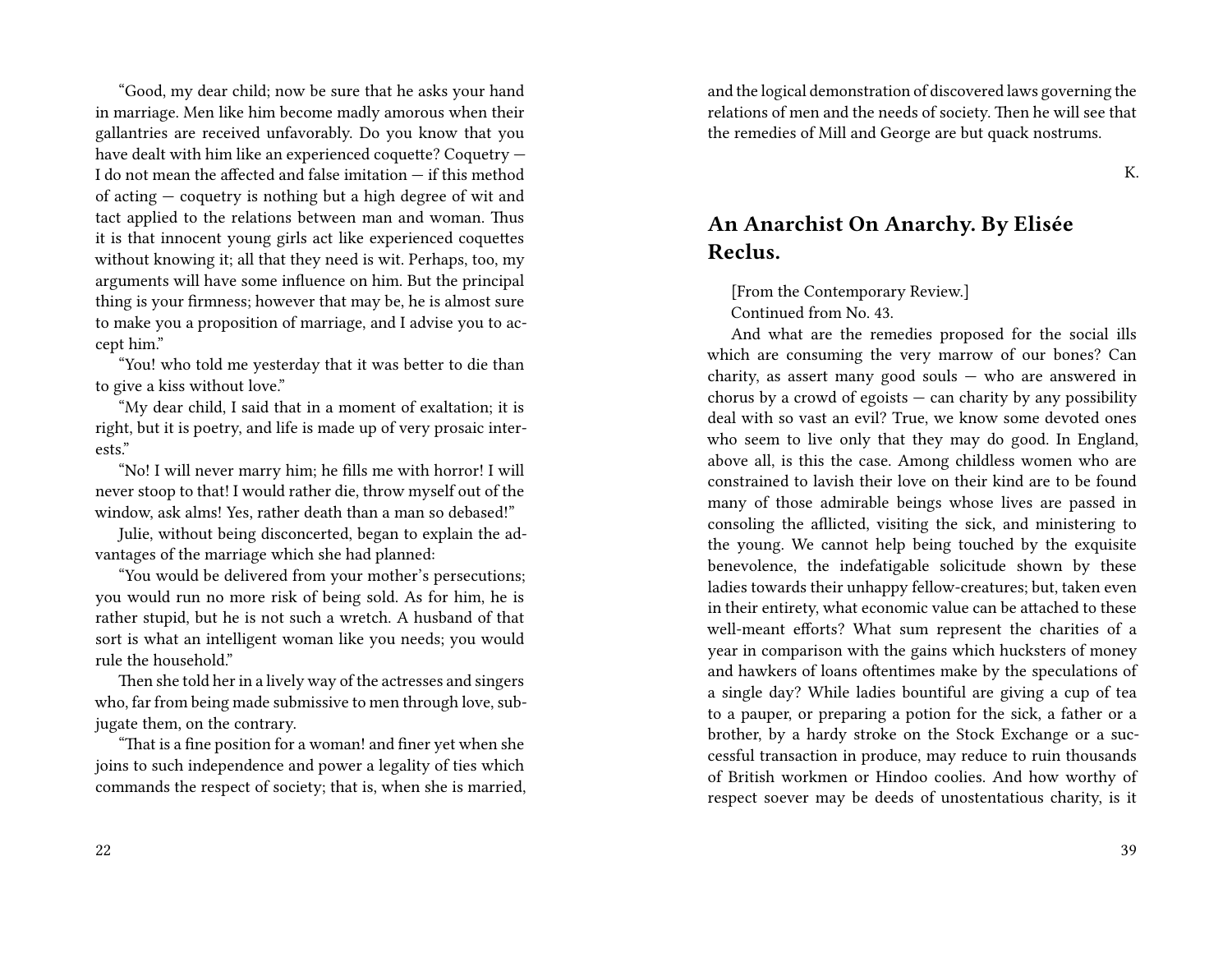"Good, my dear child; now be sure that he asks your hand in marriage. Men like him become madly amorous when their gallantries are received unfavorably. Do you know that you have dealt with him like an experienced coquette? Coquetry — I do not mean the affected and false imitation — if this method of acting — coquetry is nothing but a high degree of wit and tact applied to the relations between man and woman. Thus it is that innocent young girls act like experienced coquettes without knowing it; all that they need is wit. Perhaps, too, my arguments will have some influence on him. But the principal thing is your firmness; however that may be, he is almost sure to make you a proposition of marriage, and I advise you to accept him."

"You! who told me yesterday that it was better to die than to give a kiss without love."

"My dear child, I said that in a moment of exaltation; it is right, but it is poetry, and life is made up of very prosaic interests."

"No! I will never marry him; he fills me with horror! I will never stoop to that! I would rather die, throw myself out of the window, ask alms! Yes, rather death than a man so debased!"

Julie, without being disconcerted, began to explain the advantages of the marriage which she had planned:

"You would be delivered from your mother's persecutions; you would run no more risk of being sold. As for him, he is rather stupid, but he is not such a wretch. A husband of that sort is what an intelligent woman like you needs; you would rule the household."

Then she told her in a lively way of the actresses and singers who, far from being made submissive to men through love, subjugate them, on the contrary.

"That is a fine position for a woman! and finer yet when she joins to such independence and power a legality of ties which commands the respect of society; that is, when she is married,

and the logical demonstration of discovered laws governing the relations of men and the needs of society. Then he will see that the remedies of Mill and George are but quack nostrums.

K.

## An Anarchist On Anarchy. By Elisée Reclus.

[From the Contemporary Review.]

Continued from No. 43.

And what are the remedies proposed for the social ills which are consuming the very marrow of our bones? Can charity, as assert many good souls — who are answered in chorus by a crowd of egoists — can charity by any possibility deal with so vast an evil? True, we know some devoted ones who seem to live only that they may do good. In England, above all, is this the case. Among childless women who are constrained to lavish their love on their kind are to be found many of those admirable beings whose lives are passed in consoling the afflicted, visiting the sick, and ministering to the young. We cannot help being touched by the exquisite benevolence, the indefatigable solicitude shown by these ladies towards their unhappy fellow-creatures; but, taken even in their entirety, what economic value can be attached to these well-meant efforts? What sum represent the charities of a year in comparison with the gains which hucksters of money and hawkers of loans oftentimes make by the speculations of a single day? While ladies bountiful are giving a cup of tea to a pauper, or preparing a potion for the sick, a father or a brother, by a hardy stroke on the Stock Exchange or a successful transaction in produce, may reduce to ruin thousands of British workmen or Hindoo coolies. And how worthy of respect soever may be deeds of unostentatious charity, is it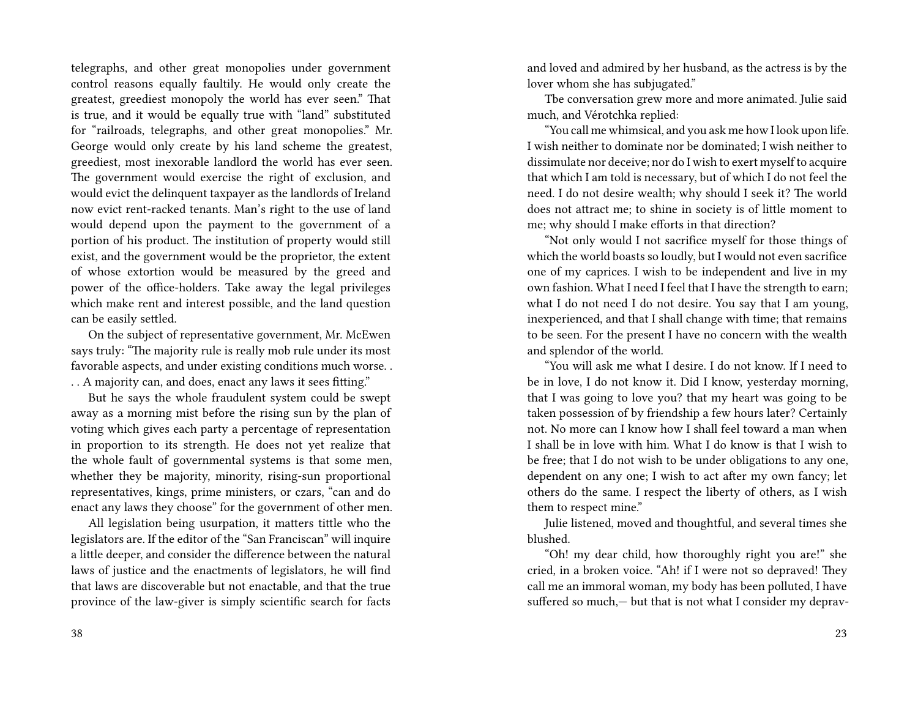telegraphs, and other great monopolies under government control reasons equally faultily. He would only create the greatest, greediest monopoly the world has ever seen." That is true, and it would be equally true with "land" substituted for "railroads, telegraphs, and other great monopolies." Mr. George would only create by his land scheme the greatest, greediest, most inexorable landlord the world has ever seen. The government would exercise the right of exclusion, and would evict the delinquent taxpayer as the landlords of Ireland now evict rent-racked tenants. Man's right to the use of land would depend upon the payment to the government of a portion of his product. The institution of property would still exist, and the government would be the proprietor, the extent of whose extortion would be measured by the greed and power of the office-holders. Take away the legal privileges which make rent and interest possible, and the land question can be easily settled.

On the subject of representative government, Mr. McEwen says truly: "The majority rule is really mob rule under its most favorable aspects, and under existing conditions much worse. . . . A majority can, and does, enact any laws it sees fitting."

But he says the whole fraudulent system could be swept away as a morning mist before the rising sun by the plan of voting which gives each party a percentage of representation in proportion to its strength. He does not yet realize that the whole fault of governmental systems is that some men, whether they be majority, minority, rising-sun proportional representatives, kings, prime ministers, or czars, "can and do enact any laws they choose" for the government of other men.

All legislation being usurpation, it matters tittle who the legislators are. If the editor of the "San Franciscan" will inquire a little deeper, and consider the difference between the natural laws of justice and the enactments of legislators, he will find that laws are discoverable but not enactable, and that the true province of the law-giver is simply scientific search for facts

and loved and admired by her husband, as the actress is by the lover whom she has subjugated."

Tbe conversation grew more and more animated. Julie said much, and Vérotchka replied:

"You call me whimsical, and you ask me how I look upon life. I wish neither to dominate nor be dominated; I wish neither to dissimulate nor deceive; nor do I wish to exert myself to acquire that which I am told is necessary, but of which I do not feel the need. I do not desire wealth; why should I seek it? The world does not attract me; to shine in society is of little moment to me; why should I make efforts in that direction?

"Not only would I not sacrifice myself for those things of which the world boasts so loudly, but I would not even sacrifice one of my caprices. I wish to be independent and live in my own fashion. What I need I feel that I have the strength to earn; what I do not need I do not desire. You say that I am young, inexperienced, and that I shall change with time; that remains to be seen. For the present I have no concern with the wealth and splendor of the world.

"You will ask me what I desire. I do not know. If I need to be in love, I do not know it. Did I know, yesterday morning, that I was going to love you? that my heart was going to be taken possession of by friendship a few hours later? Certainly not. No more can I know how I shall feel toward a man when I shall be in love with him. What I do know is that I wish to be free; that I do not wish to be under obligations to any one, dependent on any one; I wish to act after my own fancy; let others do the same. I respect the liberty of others, as I wish them to respect mine."

Julie listened, moved and thoughtful, and several times she blushed.

"Oh! my dear child, how thoroughly right you are!" she cried, in a broken voice. "Ah! if I were not so depraved! They call me an immoral woman, my body has been polluted, I have suffered so much,— but that is not what I consider my deprav-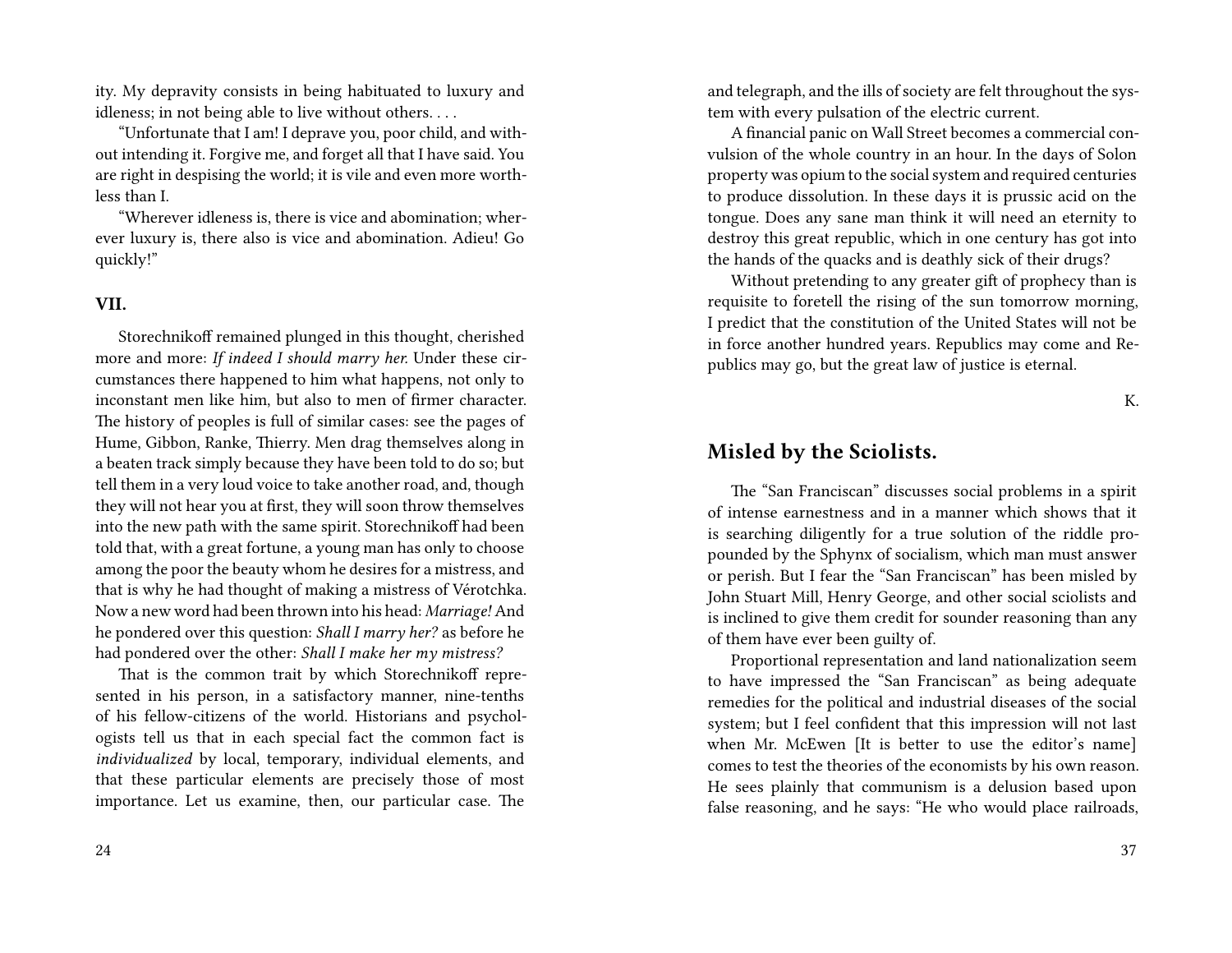ity. My depravity consists in being habituated to luxury and idleness; in not being able to live without others. . . .

"Unfortunate that I am! I deprave you, poor child, and without intending it. Forgive me, and forget all that I have said. You are right in despising the world; it is vile and even more worthless than I.

"Wherever idleness is, there is vice and abomination; wherever luxury is, there also is vice and abomination. Adieu! Go quickly!"

### VII.

Storechnikoff remained plunged in this thought, cherished more and more: *If indeed I should marry her.* Under these circumstances there happened to him what happens, not only to inconstant men like him, but also to men of firmer character. The history of peoples is full of similar cases: see the pages of Hume, Gibbon, Ranke, Thierry. Men drag themselves along in a beaten track simply because they have been told to do so; but tell them in a very loud voice to take another road, and, though they will not hear you at first, they will soon throw themselves into the new path with the same spirit. Storechnikoff had been told that, with a great fortune, a young man has only to choose among the poor the beauty whom he desires for a mistress, and that is why he had thought of making a mistress of Vérotchka. Now a new word had been thrown into his head: *Marriage!* And he pondered over this question: *Shall I marry her?* as before he had pondered over the other: *Shall I make her my mistress?*

That is the common trait by which Storechnikoff represented in his person, in a satisfactory manner, nine-tenths of his fellow-citizens of the world. Historians and psychologists tell us that in each special fact the common fact is *individualized* by local, temporary, individual elements, and that these particular elements are precisely those of most importance. Let us examine, then, our particular case. The

and telegraph, and the ills of society are felt throughout the system with every pulsation of the electric current.

A financial panic on Wall Street becomes a commercial convulsion of the whole country in an hour. In the days of Solon property was opium to the social system and required centuries to produce dissolution. In these days it is prussic acid on the tongue. Does any sane man think it will need an eternity to destroy this great republic, which in one century has got into the hands of the quacks and is deathly sick of their drugs?

Without pretending to any greater gift of prophecy than is requisite to foretell the rising of the sun tomorrow morning, I predict that the constitution of the United States will not be in force another hundred years. Republics may come and Republics may go, but the great law of justice is eternal.

K.

## Misled by the Sciolists.

The "San Franciscan" discusses social problems in a spirit of intense earnestness and in a manner which shows that it is searching diligently for a true solution of the riddle propounded by the Sphynx of socialism, which man must answer or perish. But I fear the "San Franciscan" has been misled by John Stuart Mill, Henry George, and other social sciolists and is inclined to give them credit for sounder reasoning than any of them have ever been guilty of.

Proportional representation and land nationalization seem to have impressed the "San Franciscan" as being adequate remedies for the political and industrial diseases of the social system; but I feel confident that this impression will not last when Mr. McEwen [It is better to use the editor's name] comes to test the theories of the economists by his own reason. He sees plainly that communism is a delusion based upon false reasoning, and he says: "He who would place railroads,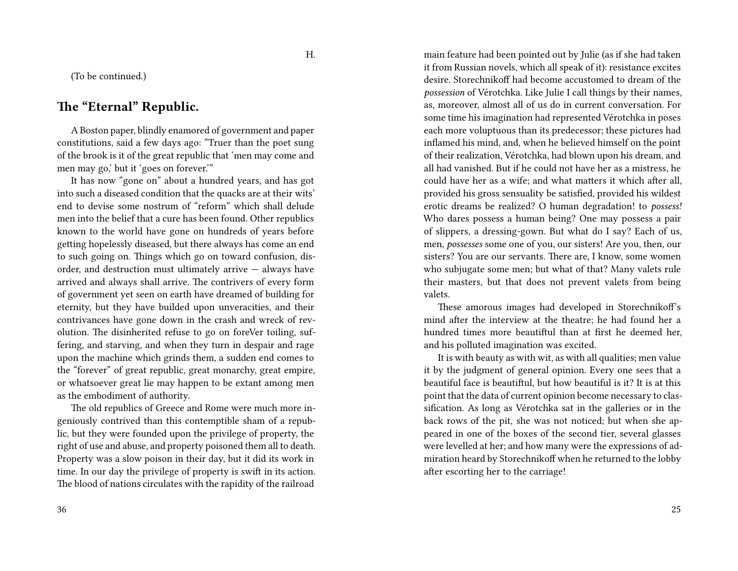H.

(To be continued.)

## The "Eternal" Republic.

A Boston paper, blindly enamored of government and paper constitutions, said a few days ago: "Truer than the poet sung of the brook is it of the great republic that 'men may come and men may go,' but it 'goes on forever.'"

It has now "gone on" about a hundred years, and has got into such a diseased condition that the quacks are at their wits' end to devise some nostrum of "reform" which shall delude men into the belief that a cure has been found. Other republics known to the world have gone on hundreds of years before getting hopelessly diseased, but there always has come an end to such going on. Things which go on toward confusion, disorder, and destruction must ultimately arrive — always have arrived and always shall arrive. The contrivers of every form of government yet seen on earth have dreamed of building for eternity, but they have builded upon unveracities, and their contrivances have gone down in the crash and wreck of revolution. The disinherited refuse to go on foreVer toiling, suffering, and starving, and when they turn in despair and rage upon the machine which grinds them, a sudden end comes to the "forever" of great republic, great monarchy, great empire, or whatsoever great lie may happen to be extant among men as the embodiment of authority.

The old republics of Greece and Rome were much more ingeniously contrived than this contemptible sham of a republic, but they were founded upon the privilege of property, the right of use and abuse, and property poisoned them all to death. Property was a slow poison in their day, but it did its work in time. In our day the privilege of property is swift in its action. The blood of nations circulates with the rapidity of the railroad

main feature had been pointed out by Julie (as if she had taken it from Russian novels, which all speak of it): resistance excites desire. Storechnikoff had become accustomed to dream of the *possession* of Vérotchka. Like Julie I call things by their names, as, moreover, almost all of us do in current conversation. For some time his imagination had represented Vérotchka in poses each more voluptuous than its predecessor; these pictures had inflamed his mind, and, when he believed himself on the point of their realization, Vérotchka, had blown upon his dream, and all had vanished. But if he could not have her as a mistress, he could have her as a wife; and what matters it which after all, provided his gross sensuality be satisfied, provided his wildest erotic dreams be realized? O human degradation! to *possess!* Who dares possess a human being? One may possess a pair of slippers, a dressing-gown. But what do I say? Each of us, men, *possesses* some one of you, our sisters! Are you, then, our sisters? You are our servants. There are, I know, some women who subjugate some men; but what of that? Many valets rule their masters, but that does not prevent valets from being valets.

These amorous images had developed in Storechnikoff's mind after the interview at the theatre; he had found her a hundred times more beautiful than at first he deemed her, and his polluted imagination was excited.

It is with beauty as with wit, as with all qualities; men value it by the judgment of general opinion. Every one sees that a beautiful face is beautiful, but how beautiful is it? It is at this point that the data of current opinion become necessary to classification. As long as Vérotchka sat in the galleries or in the back rows of the pit, she was not noticed; but when she appeared in one of the boxes of the second tier, several glasses were levelled at her; and how many were the expressions of admiration heard by Storechnikoff when he returned to the lobby after escorting her to the carriage!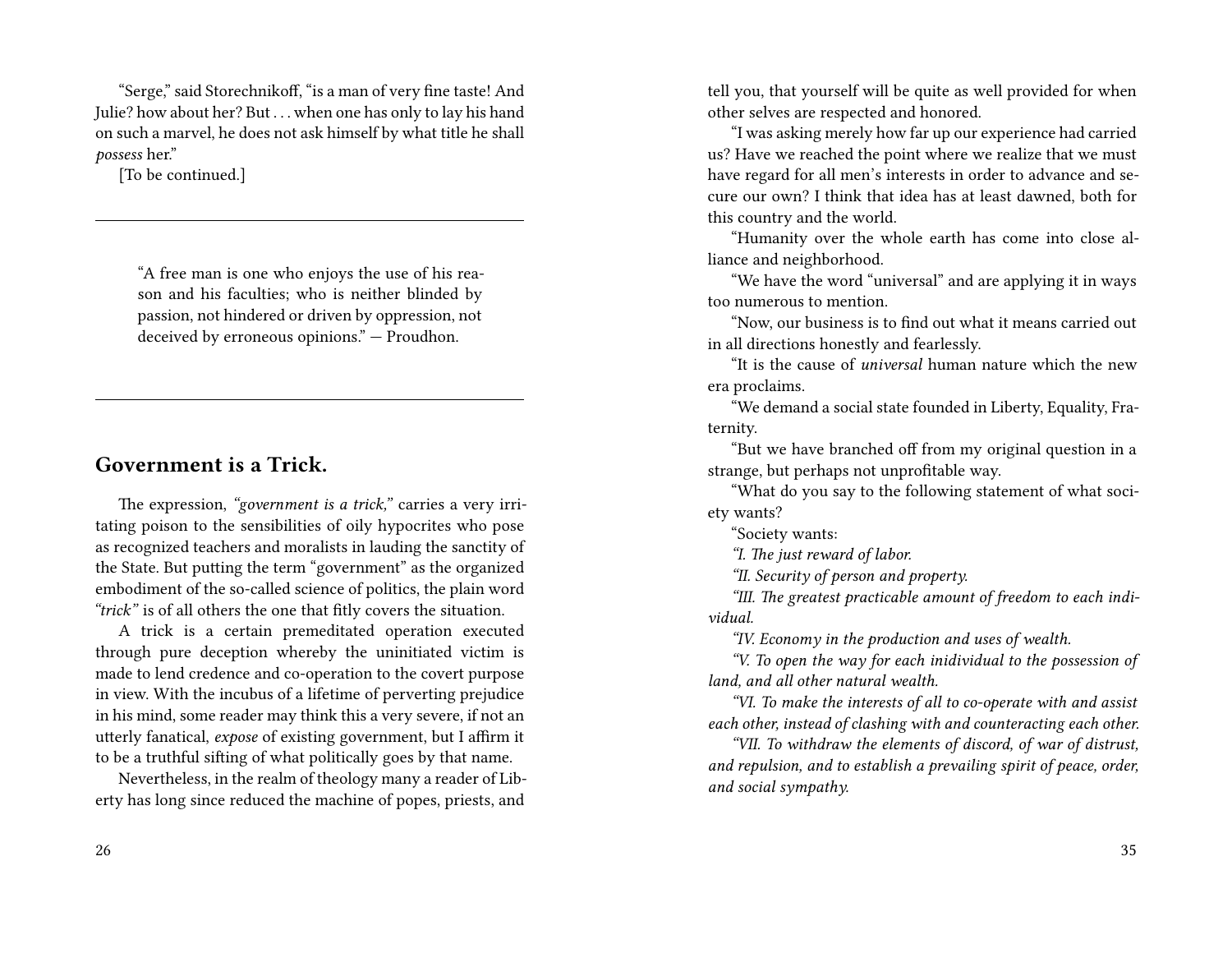"Serge," said Storechnikoff, "is a man of very fine taste! And Julie? how about her? But . . . when one has only to lay his hand on such a marvel, he does not ask himself by what title he shall *possess* her."

[To be continued.]

---

> "A free man is one who enjoys the use of his reason and his faculties; who is neither blinded by passion, not hindered or driven by oppression, not deceived by erroneous opinions." — Proudhon.

---

## Government is a Trick.

The expression, *"government is a trick,"* carries a very irritating poison to the sensibilities of oily hypocrites who pose as recognized teachers and moralists in lauding the sanctity of the State. But putting the term "government" as the organized embodiment of the so-called science of politics, the plain word *"trick"* is of all others the one that fitly covers the situation.

A trick is a certain premeditated operation executed through pure deception whereby the uninitiated victim is made to lend credence and co-operation to the covert purpose in view. With the incubus of a lifetime of perverting prejudice in his mind, some reader may think this a very severe, if not an utterly fanatical, *expose* of existing government, but I affirm it to be a truthful sifting of what politically goes by that name.

Nevertheless, in the realm of theology many a reader of Liberty has long since reduced the machine of popes, priests, and

tell you, that yourself will be quite as well provided for when other selves are respected and honored.

"I was asking merely how far up our experience had carried us? Have we reached the point where we realize that we must have regard for all men's interests in order to advance and secure our own? I think that idea has at least dawned, both for this country and the world.

"Humanity over the whole earth has come into close alliance and neighborhood.

"We have the word "universal" and are applying it in ways too numerous to mention.

"Now, our business is to find out what it means carried out in all directions honestly and fearlessly.

"It is the cause of *universal* human nature which the new era proclaims.

"We demand a social state founded in Liberty, Equality, Fraternity.

"But we have branched off from my original question in a strange, but perhaps not unprofitable way.

"What do you say to the following statement of what society wants?

"Society wants:

*"I. The just reward of labor.*

*"II. Security of person and property.*

*"III. The greatest practicable amount of freedom to each individual.*

*"IV. Economy in the production and uses of wealth.*

*"V. To open the way for each inidividual to the possession of land, and all other natural wealth.*

*"VI. To make the interests of all to co-operate with and assist each other, instead of clashing with and counteracting each other.*

*"VII. To withdraw the elements of discord, of war of distrust, and repulsion, and to establish a prevailing spirit of peace, order, and social sympathy.*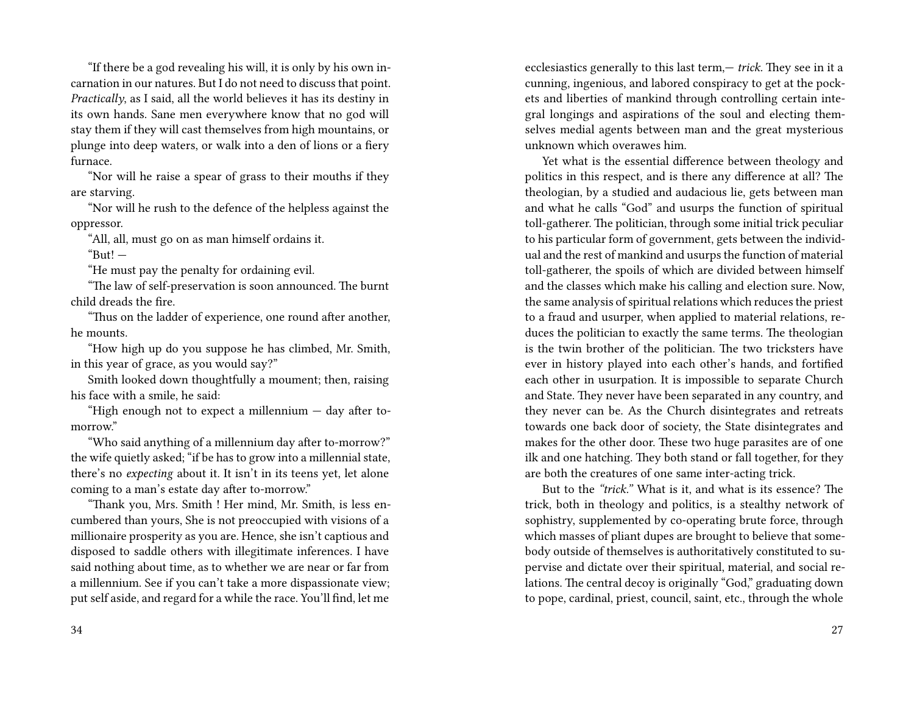"If there be a god revealing his will, it is only by his own incarnation in our natures. But I do not need to discuss that point. *Practically*, as I said, all the world believes it has its destiny in its own hands. Sane men everywhere know that no god will stay them if they will cast themselves from high mountains, or plunge into deep waters, or walk into a den of lions or a fiery furnace.

"Nor will he raise a spear of grass to their mouths if they are starving.

"Nor will he rush to the defence of the helpless against the oppressor.

"All, all, must go on as man himself ordains it.

"But! —

"He must pay the penalty for ordaining evil.

"The law of self-preservation is soon announced. The burnt child dreads the fire.

"Thus on the ladder of experience, one round after another, he mounts.

"How high up do you suppose he has climbed, Mr. Smith, in this year of grace, as you would say?"

Smith looked down thoughtfully a moument; then, raising his face with a smile, he said:

"High enough not to expect a millennium — day after to-morrow."

"Who said anything of a millennium day after to-morrow?" the wife quietly asked; "if be has to grow into a millennial state, there's no *expecting* about it. It isn't in its teens yet, let alone coming to a man's estate day after to-morrow."

"Thank you, Mrs. Smith ! Her mind, Mr. Smith, is less encumbered than yours, She is not preoccupied with visions of a millionaire prosperity as you are. Hence, she isn't captious and disposed to saddle others with illegitimate inferences. I have said nothing about time, as to whether we are near or far from a millennium. See if you can't take a more dispassionate view; put self aside, and regard for a while the race. You'll find, let me

ecclesiastics generally to this last term,— *trick*. They see in it a cunning, ingenious, and labored conspiracy to get at the pockets and liberties of mankind through controlling certain integral longings and aspirations of the soul and electing themselves medial agents between man and the great mysterious unknown which overawes him.

Yet what is the essential difference between theology and politics in this respect, and is there any difference at all? The theologian, by a studied and audacious lie, gets between man and what he calls "God" and usurps the function of spiritual toll-gatherer. The politician, through some initial trick peculiar to his particular form of government, gets between the individual and the rest of mankind and usurps the function of material toll-gatherer, the spoils of which are divided between himself and the classes which make his calling and election sure. Now, the same analysis of spiritual relations which reduces the priest to a fraud and usurper, when applied to material relations, reduces the politician to exactly the same terms. The theologian is the twin brother of the politician. The two tricksters have ever in history played into each other's hands, and fortified each other in usurpation. It is impossible to separate Church and State. They never have been separated in any country, and they never can be. As the Church disintegrates and retreats towards one back door of society, the State disintegrates and makes for the other door. These two huge parasites are of one ilk and one hatching. They both stand or fall together, for they are both the creatures of one same inter-acting trick.

But to the *"trick."* What is it, and what is its essence? The trick, both in theology and politics, is a stealthy network of sophistry, supplemented by co-operating brute force, through which masses of pliant dupes are brought to believe that somebody outside of themselves is authoritatively constituted to supervise and dictate over their spiritual, material, and social relations. The central decoy is originally "God," graduating down to pope, cardinal, priest, council, saint, etc., through the whole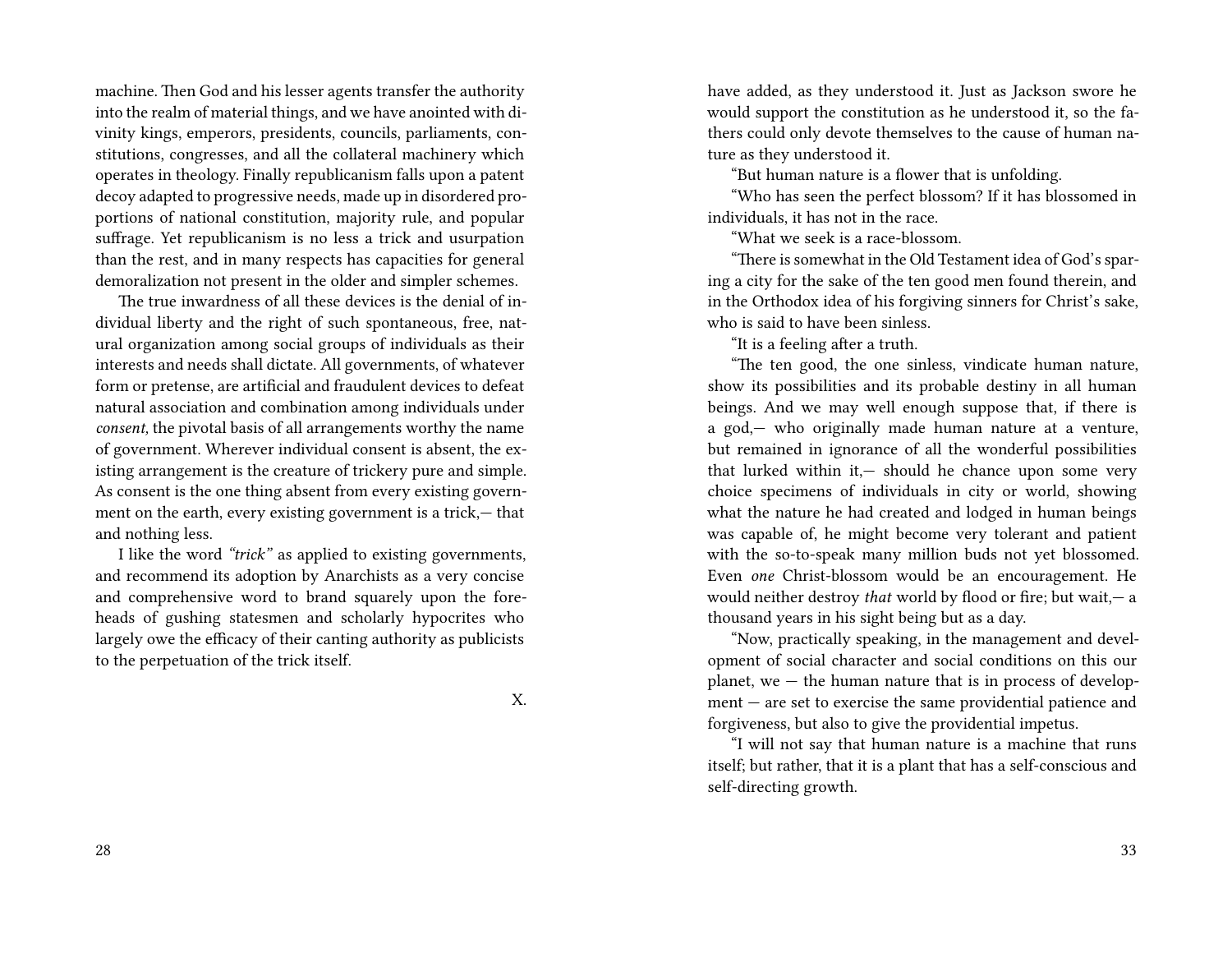machine. Then God and his lesser agents transfer the authority into the realm of material things, and we have anointed with divinity kings, emperors, presidents, councils, parliaments, constitutions, congresses, and all the collateral machinery which operates in theology. Finally republicanism falls upon a patent decoy adapted to progressive needs, made up in disordered proportions of national constitution, majority rule, and popular suffrage. Yet republicanism is no less a trick and usurpation than the rest, and in many respects has capacities for general demoralization not present in the older and simpler schemes.

The true inwardness of all these devices is the denial of individual liberty and the right of such spontaneous, free, natural organization among social groups of individuals as their interests and needs shall dictate. All governments, of whatever form or pretense, are artificial and fraudulent devices to defeat natural association and combination among individuals under *consent,* the pivotal basis of all arrangements worthy the name of government. Wherever individual consent is absent, the existing arrangement is the creature of trickery pure and simple. As consent is the one thing absent from every existing government on the earth, every existing government is a trick,— that and nothing less.

I like the word *"trick"* as applied to existing governments, and recommend its adoption by Anarchists as a very concise and comprehensive word to brand squarely upon the foreheads of gushing statesmen and scholarly hypocrites who largely owe the efficacy of their canting authority as publicists to the perpetuation of the trick itself.

X.

have added, as they understood it. Just as Jackson swore he would support the constitution as he understood it, so the fathers could only devote themselves to the cause of human nature as they understood it.

"But human nature is a flower that is unfolding.

"Who has seen the perfect blossom? If it has blossomed in individuals, it has not in the race.

"What we seek is a race-blossom.

"There is somewhat in the Old Testament idea of God's sparing a city for the sake of the ten good men found therein, and in the Orthodox idea of his forgiving sinners for Christ's sake, who is said to have been sinless.

"It is a feeling after a truth.

"The ten good, the one sinless, vindicate human nature, show its possibilities and its probable destiny in all human beings. And we may well enough suppose that, if there is a god,— who originally made human nature at a venture, but remained in ignorance of all the wonderful possibilities that lurked within it,— should he chance upon some very choice specimens of individuals in city or world, showing what the nature he had created and lodged in human beings was capable of, he might become very tolerant and patient with the so-to-speak many million buds not yet blossomed. Even *one* Christ-blossom would be an encouragement. He would neither destroy *that* world by flood or fire; but wait,— a thousand years in his sight being but as a day.

"Now, practically speaking, in the management and development of social character and social conditions on this our planet, we — the human nature that is in process of development — are set to exercise the same providential patience and forgiveness, but also to give the providential impetus.

"I will not say that human nature is a machine that runs itself; but rather, that it is a plant that has a self-conscious and self-directing growth.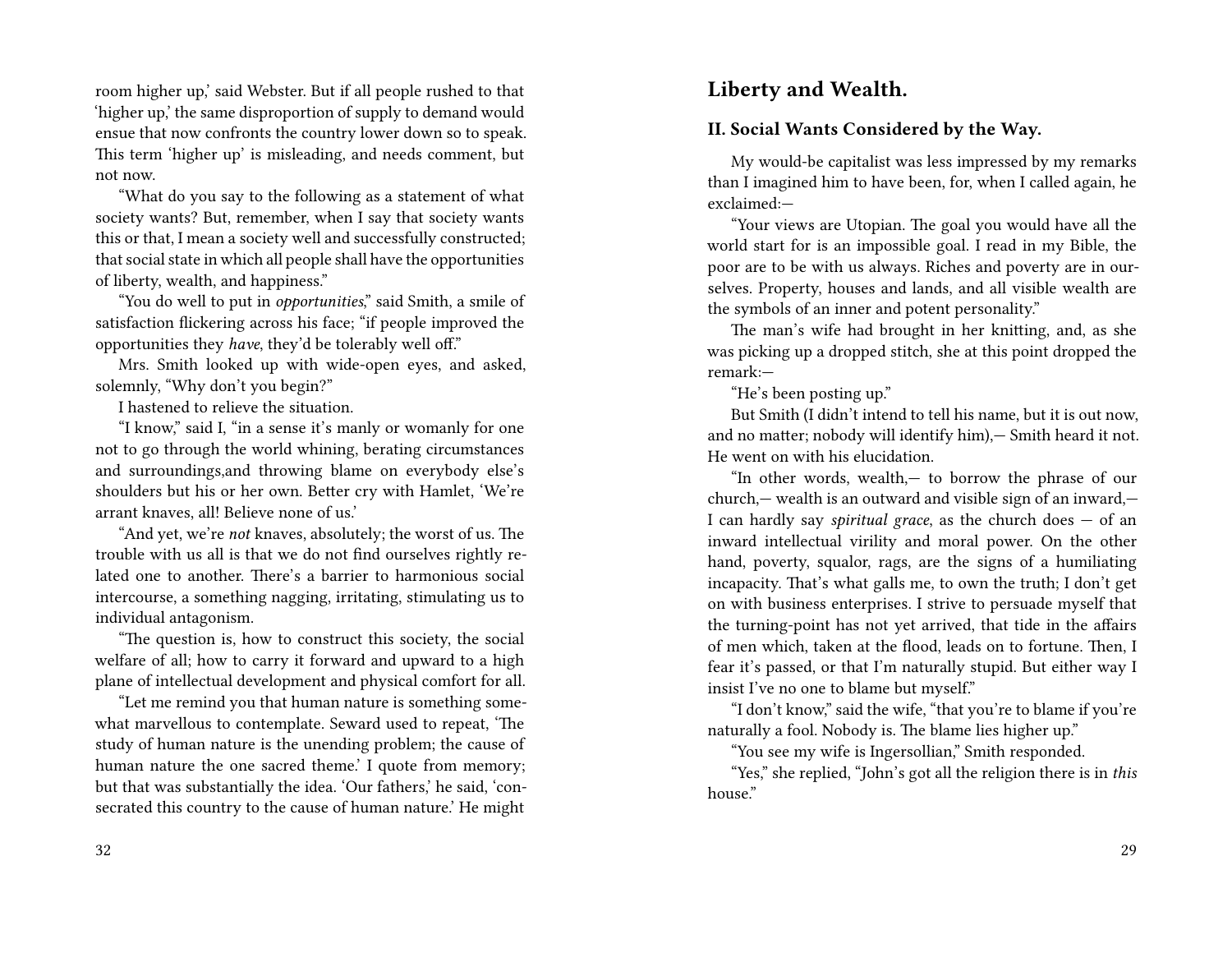# Liberty and Wealth.

## II. Social Wants Considered by the Way.

My would-be capitalist was less impressed by my remarks than I imagined him to have been, for, when I called again, he exclaimed:—

"Your views are Utopian. The goal you would have all the world start for is an impossible goal. I read in my Bible, the poor are to be with us always. Riches and poverty are in ourselves. Property, houses and lands, and all visible wealth are the symbols of an inner and potent personality."

The man's wife had brought in her knitting, and, as she was picking up a dropped stitch, she at this point dropped the remark:—

"He's been posting up."

But Smith (I didn't intend to tell his name, but it is out now, and no matter; nobody will identify him),— Smith heard it not. He went on with his elucidation.

"In other words, wealth,— to borrow the phrase of our church,— wealth is an outward and visible sign of an inward,— I can hardly say *spiritual grace*, as the church does — of an inward intellectual virility and moral power. On the other hand, poverty, squalor, rags, are the signs of a humiliating incapacity. That's what galls me, to own the truth; I don't get on with business enterprises. I strive to persuade myself that the turning-point has not yet arrived, that tide in the affairs of men which, taken at the flood, leads on to fortune. Then, I fear it's passed, or that I'm naturally stupid. But either way I insist I've no one to blame but myself."

"I don't know," said the wife, "that you're to blame if you're naturally a fool. Nobody is. The blame lies higher up."

"You see my wife is Ingersollian," Smith responded.

"Yes," she replied, "John's got all the religion there is in *this* house."

room higher up,' said Webster. But if all people rushed to that 'higher up,' the same disproportion of supply to demand would ensue that now confronts the country lower down so to speak. This term 'higher up' is misleading, and needs comment, but not now.

"What do you say to the following as a statement of what society wants? But, remember, when I say that society wants this or that, I mean a society well and successfully constructed; that social state in which all people shall have the opportunities of liberty, wealth, and happiness."

"You do well to put in *opportunities*," said Smith, a smile of satisfaction flickering across his face; "if people improved the opportunities they *have*, they'd be tolerably well off."

Mrs. Smith looked up with wide-open eyes, and asked, solemnly, "Why don't you begin?"

I hastened to relieve the situation.

"I know," said I, "in a sense it's manly or womanly for one not to go through the world whining, berating circumstances and surroundings,and throwing blame on everybody else's shoulders but his or her own. Better cry with Hamlet, 'We're arrant knaves, all! Believe none of us.'

"And yet, we're *not* knaves, absolutely; the worst of us. The trouble with us all is that we do not find ourselves rightly related one to another. There's a barrier to harmonious social intercourse, a something nagging, irritating, stimulating us to individual antagonism.

"The question is, how to construct this society, the social welfare of all; how to carry it forward and upward to a high plane of intellectual development and physical comfort for all.

"Let me remind you that human nature is something somewhat marvellous to contemplate. Seward used to repeat, 'The study of human nature is the unending problem; the cause of human nature the one sacred theme.' I quote from memory; but that was substantially the idea. 'Our fathers,' he said, 'consecrated this country to the cause of human nature.' He might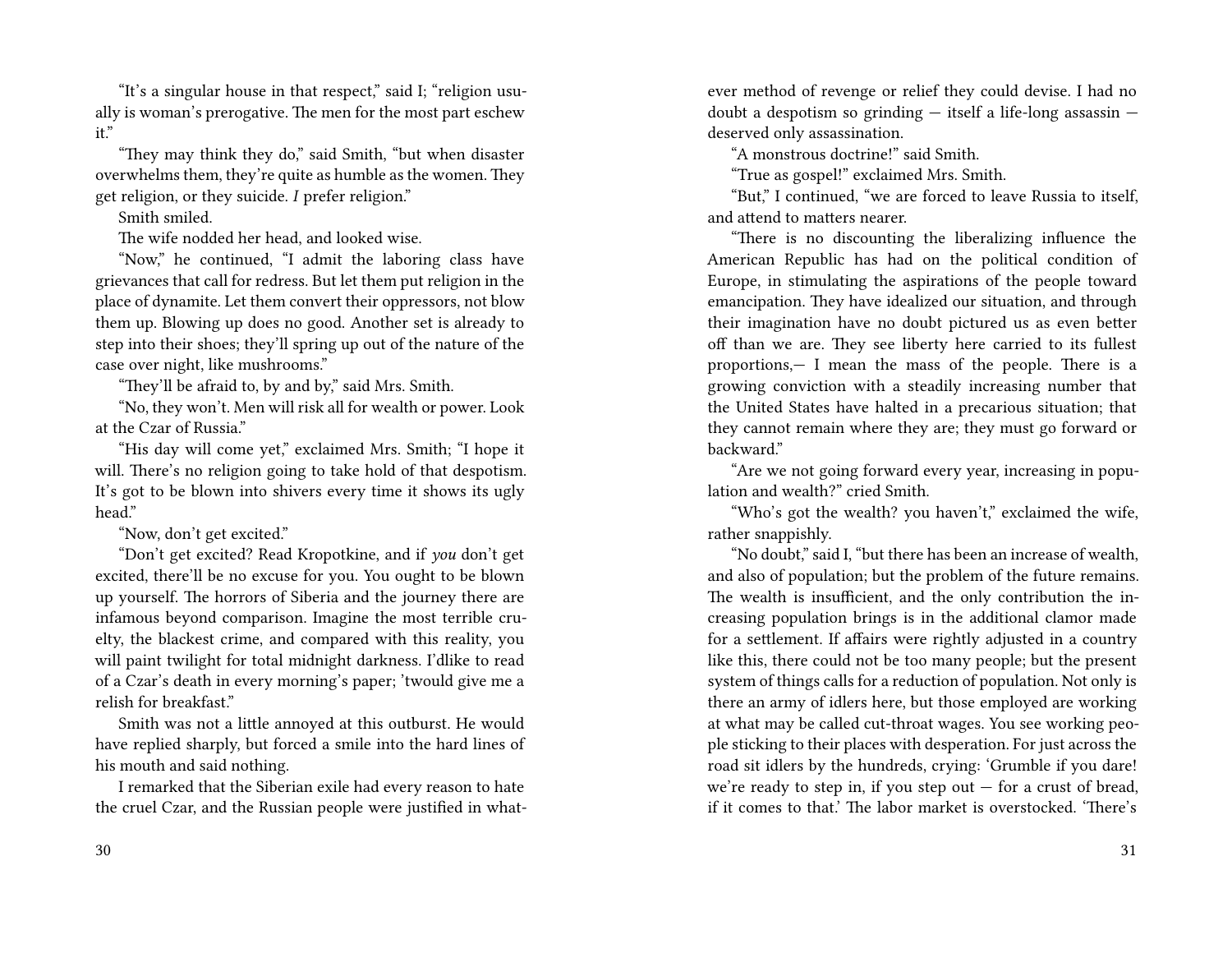"It's a singular house in that respect," said I; "religion usually is woman's prerogative. The men for the most part eschew it."

"They may think they do," said Smith, "but when disaster overwhelms them, they're quite as humble as the women. They get religion, or they suicide. *I* prefer religion."

Smith smiled.

The wife nodded her head, and looked wise.

"Now," he continued, "I admit the laboring class have grievances that call for redress. But let them put religion in the place of dynamite. Let them convert their oppressors, not blow them up. Blowing up does no good. Another set is already to step into their shoes; they'll spring up out of the nature of the case over night, like mushrooms."

"They'll be afraid to, by and by," said Mrs. Smith.

"No, they won't. Men will risk all for wealth or power. Look at the Czar of Russia."

"His day will come yet," exclaimed Mrs. Smith; "I hope it will. There's no religion going to take hold of that despotism. It's got to be blown into shivers every time it shows its ugly head."

"Now, don't get excited."

"Don't get excited? Read Kropotkine, and if *you* don't get excited, there'll be no excuse for you. You ought to be blown up yourself. The horrors of Siberia and the journey there are infamous beyond comparison. Imagine the most terrible cruelty, the blackest crime, and compared with this reality, you will paint twilight for total midnight darkness. I'dlike to read of a Czar's death in every morning's paper; 'twould give me a relish for breakfast."

Smith was not a little annoyed at this outburst. He would have replied sharply, but forced a smile into the hard lines of his mouth and said nothing.

I remarked that the Siberian exile had every reason to hate the cruel Czar, and the Russian people were justified in whatever method of revenge or relief they could devise. I had no doubt a despotism so grinding — itself a life-long assassin — deserved only assassination.

"A monstrous doctrine!" said Smith.

"True as gospel!" exclaimed Mrs. Smith.

"But," I continued, "we are forced to leave Russia to itself, and attend to matters nearer.

"There is no discounting the liberalizing influence the American Republic has had on the political condition of Europe, in stimulating the aspirations of the people toward emancipation. They have idealized our situation, and through their imagination have no doubt pictured us as even better off than we are. They see liberty here carried to its fullest proportions,— I mean the mass of the people. There is a growing conviction with a steadily increasing number that the United States have halted in a precarious situation; that they cannot remain where they are; they must go forward or backward."

"Are we not going forward every year, increasing in population and wealth?" cried Smith.

"Who's got the wealth? you haven't," exclaimed the wife, rather snappishly.

"No doubt," said I, "but there has been an increase of wealth, and also of population; but the problem of the future remains. The wealth is insufficient, and the only contribution the increasing population brings is in the additional clamor made for a settlement. If affairs were rightly adjusted in a country like this, there could not be too many people; but the present system of things calls for a reduction of population. Not only is there an army of idlers here, but those employed are working at what may be called cut-throat wages. You see working people sticking to their places with desperation. For just across the road sit idlers by the hundreds, crying: 'Grumble if you dare! we're ready to step in, if you step out — for a crust of bread, if it comes to that.' The labor market is overstocked. 'There's